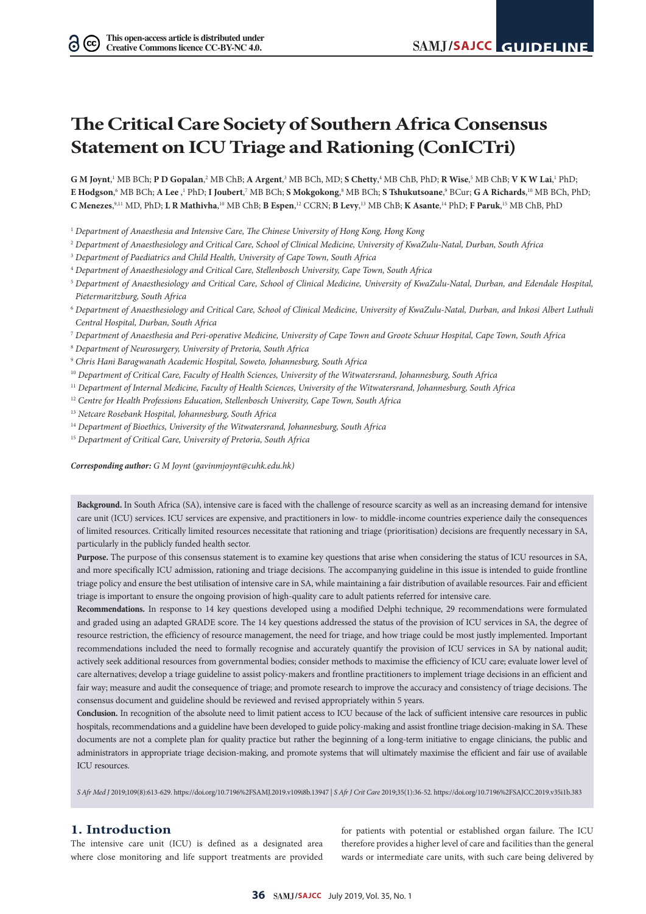This open-access article is distributed under Creative Commons licence CC-BY-NC 4.0.

GUIDELINE

# The Critical Care Society of Southern Africa Consensus Statement on ICU Triage and Rationing (ConICTri)

**G M Joynt**,[1] MB BCh; **P D Gopalan**,[2] MB ChB; **A Argent**,[3] MB BCh, MD; **S Chetty**,[4] MB ChB, PhD; **R Wise**,[5] MB ChB; **V K W Lai**,[1] PhD; **E Hodgson**,[6] MB BCh; **A Lee**,[1] PhD; **I Joubert**,[7] MB BCh; **S Mokgokong**,[8] MB BCh; **S Tshukutsoane**,[9] BCur; **G A Richards**,[10] MB BCh, PhD; **C Menezes**,[9,11] MD, PhD; **L R Mathivha**,[10] MB ChB; **B Espen**,[12] CCRN; **B Levy**,[13] MB ChB; **K Asante**,[14] PhD; **F Paruk**,[15] MB ChB, PhD

[1] *Department of Anaesthesia and Intensive Care, The Chinese University of Hong Kong, Hong Kong*
[2] *Department of Anaesthesiology and Critical Care, School of Clinical Medicine, University of KwaZulu-Natal, Durban, South Africa*
[3] *Department of Paediatrics and Child Health, University of Cape Town, South Africa*
[4] *Department of Anaesthesiology and Critical Care, Stellenbosch University, Cape Town, South Africa*
[5] *Department of Anaesthesiology and Critical Care, School of Clinical Medicine, University of KwaZulu-Natal, Durban, and Edendale Hospital, Pietermaritzburg, South Africa*
[6] *Department of Anaesthesiology and Critical Care, School of Clinical Medicine, University of KwaZulu-Natal, Durban, and Inkosi Albert Luthuli Central Hospital, Durban, South Africa*
[7] *Department of Anaesthesia and Peri-operative Medicine, University of Cape Town and Groote Schuur Hospital, Cape Town, South Africa*
[8] *Department of Neurosurgery, University of Pretoria, South Africa*
[9] *Chris Hani Baragwanath Academic Hospital, Soweto, Johannesburg, South Africa*
[10] *Department of Critical Care, Faculty of Health Sciences, University of the Witwatersrand, Johannesburg, South Africa*
[11] *Department of Internal Medicine, Faculty of Health Sciences, University of the Witwatersrand, Johannesburg, South Africa*
[12] *Centre for Health Professions Education, Stellenbosch University, Cape Town, South Africa*
[13] *Netcare Rosebank Hospital, Johannesburg, South Africa*
[14] *Department of Bioethics, University of the Witwatersrand, Johannesburg, South Africa*
[15] *Department of Critical Care, University of Pretoria, South Africa*

***Corresponding author:** G M Joynt (gavinmjoynt@cuhk.edu.hk)*

**Background.** In South Africa (SA), intensive care is faced with the challenge of resource scarcity as well as an increasing demand for intensive care unit (ICU) services. ICU services are expensive, and practitioners in low- to middle-income countries experience daily the consequences of limited resources. Critically limited resources necessitate that rationing and triage (prioritisation) decisions are frequently necessary in SA, particularly in the publicly funded health sector.

**Purpose.** The purpose of this consensus statement is to examine key questions that arise when considering the status of ICU resources in SA, and more specifically ICU admission, rationing and triage decisions. The accompanying guideline in this issue is intended to guide frontline triage policy and ensure the best utilisation of intensive care in SA, while maintaining a fair distribution of available resources. Fair and efficient triage is important to ensure the ongoing provision of high-quality care to adult patients referred for intensive care.

**Recommendations.** In response to 14 key questions developed using a modified Delphi technique, 29 recommendations were formulated and graded using an adapted GRADE score. The 14 key questions addressed the status of the provision of ICU services in SA, the degree of resource restriction, the efficiency of resource management, the need for triage, and how triage could be most justly implemented. Important recommendations included the need to formally recognise and accurately quantify the provision of ICU services in SA by national audit; actively seek additional resources from governmental bodies; consider methods to maximise the efficiency of ICU care; evaluate lower level of care alternatives; develop a triage guideline to assist policy-makers and frontline practitioners to implement triage decisions in an efficient and fair way; measure and audit the consequence of triage; and promote research to improve the accuracy and consistency of triage decisions. The consensus document and guideline should be reviewed and revised appropriately within 5 years.

**Conclusion.** In recognition of the absolute need to limit patient access to ICU because of the lack of sufficient intensive care resources in public hospitals, recommendations and a guideline have been developed to guide policy-making and assist frontline triage decision-making in SA. These documents are not a complete plan for quality practice but rather the beginning of a long-term initiative to engage clinicians, the public and administrators in appropriate triage decision-making, and promote systems that will ultimately maximise the efficient and fair use of available ICU resources.

*S Afr Med J* 2019;109(8):613-629. https://doi.org/10.7196%2FSAMJ.2019.v109i8b.13947 | *S Afr J Crit Care* 2019;35(1):36-52. https://doi.org/10.7196%2FSAJCC.2019.v35i1b.383

## 1. Introduction

The intensive care unit (ICU) is defined as a designated area where close monitoring and life support treatments are provided for patients with potential or established organ failure. The ICU therefore provides a higher level of care and facilities than the general wards or intermediate care units, with such care being delivered by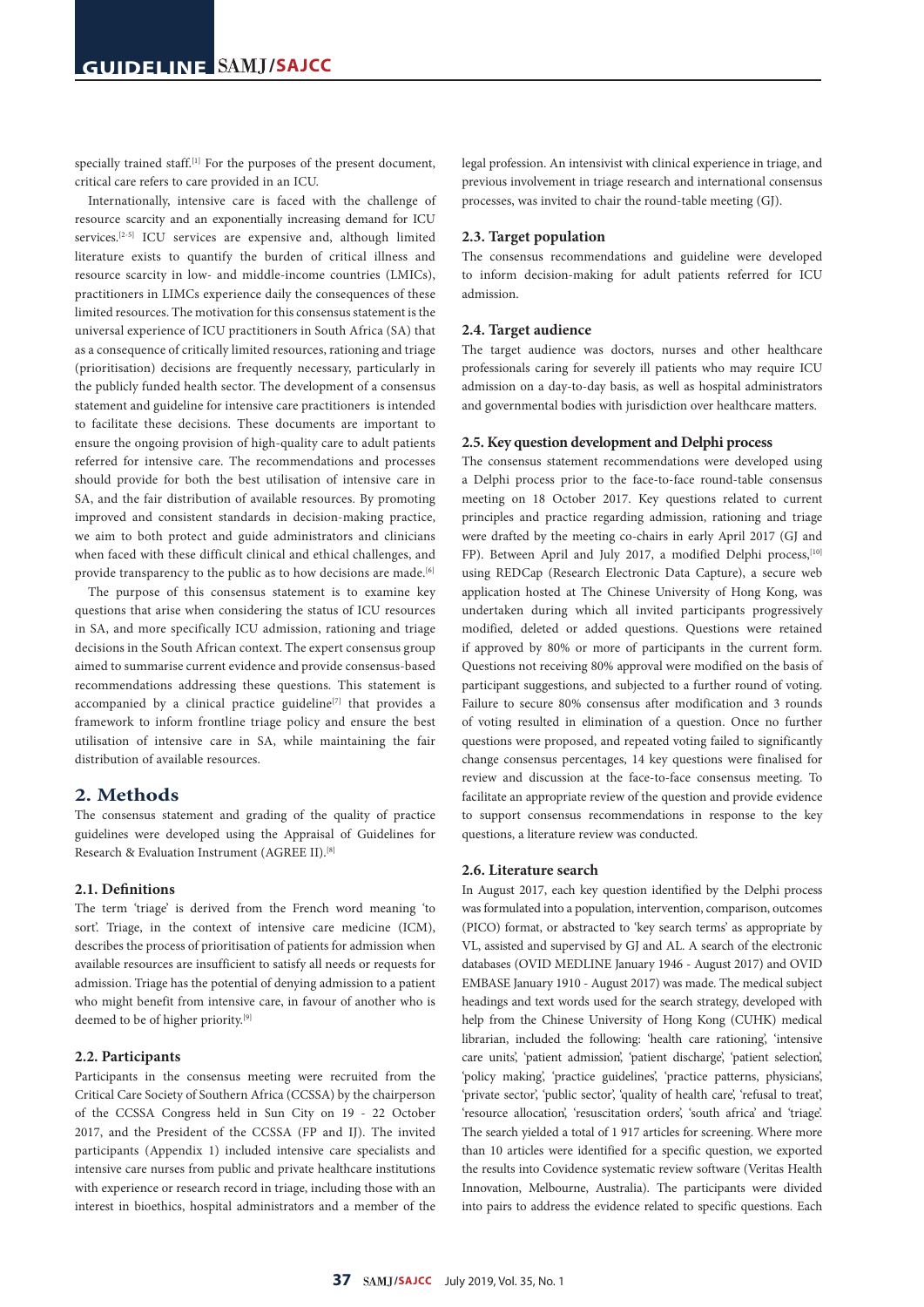specially trained staff.[1] For the purposes of the present document, critical care refers to care provided in an ICU.

Internationally, intensive care is faced with the challenge of resource scarcity and an exponentially increasing demand for ICU services.[2-5] ICU services are expensive and, although limited literature exists to quantify the burden of critical illness and resource scarcity in low- and middle-income countries (LMICs), practitioners in LIMCs experience daily the consequences of these limited resources. The motivation for this consensus statement is the universal experience of ICU practitioners in South Africa (SA) that as a consequence of critically limited resources, rationing and triage (prioritisation) decisions are frequently necessary, particularly in the publicly funded health sector. The development of a consensus statement and guideline for intensive care practitioners is intended to facilitate these decisions. These documents are important to ensure the ongoing provision of high-quality care to adult patients referred for intensive care. The recommendations and processes should provide for both the best utilisation of intensive care in SA, and the fair distribution of available resources. By promoting improved and consistent standards in decision-making practice, we aim to both protect and guide administrators and clinicians when faced with these difficult clinical and ethical challenges, and provide transparency to the public as to how decisions are made.[6]

The purpose of this consensus statement is to examine key questions that arise when considering the status of ICU resources in SA, and more specifically ICU admission, rationing and triage decisions in the South African context. The expert consensus group aimed to summarise current evidence and provide consensus-based recommendations addressing these questions. This statement is accompanied by a clinical practice guideline[7] that provides a framework to inform frontline triage policy and ensure the best utilisation of intensive care in SA, while maintaining the fair distribution of available resources.

## 2. Methods

The consensus statement and grading of the quality of practice guidelines were developed using the Appraisal of Guidelines for Research & Evaluation Instrument (AGREE II).[8]

### 2.1. Definitions

The term 'triage' is derived from the French word meaning 'to sort'. Triage, in the context of intensive care medicine (ICM), describes the process of prioritisation of patients for admission when available resources are insufficient to satisfy all needs or requests for admission. Triage has the potential of denying admission to a patient who might benefit from intensive care, in favour of another who is deemed to be of higher priority.[9]

### 2.2. Participants

Participants in the consensus meeting were recruited from the Critical Care Society of Southern Africa (CCSSA) by the chairperson of the CCSSA Congress held in Sun City on 19 - 22 October 2017, and the President of the CCSSA (FP and IJ). The invited participants (Appendix 1) included intensive care specialists and intensive care nurses from public and private healthcare institutions with experience or research record in triage, including those with an interest in bioethics, hospital administrators and a member of the legal profession. An intensivist with clinical experience in triage, and previous involvement in triage research and international consensus processes, was invited to chair the round-table meeting (GJ).

### 2.3. Target population

The consensus recommendations and guideline were developed to inform decision-making for adult patients referred for ICU admission.

### 2.4. Target audience

The target audience was doctors, nurses and other healthcare professionals caring for severely ill patients who may require ICU admission on a day-to-day basis, as well as hospital administrators and governmental bodies with jurisdiction over healthcare matters.

### 2.5. Key question development and Delphi process

The consensus statement recommendations were developed using a Delphi process prior to the face-to-face round-table consensus meeting on 18 October 2017. Key questions related to current principles and practice regarding admission, rationing and triage were drafted by the meeting co-chairs in early April 2017 (GJ and FP). Between April and July 2017, a modified Delphi process,[10] using REDCap (Research Electronic Data Capture), a secure web application hosted at The Chinese University of Hong Kong, was undertaken during which all invited participants progressively modified, deleted or added questions. Questions were retained if approved by 80% or more of participants in the current form. Questions not receiving 80% approval were modified on the basis of participant suggestions, and subjected to a further round of voting. Failure to secure 80% consensus after modification and 3 rounds of voting resulted in elimination of a question. Once no further questions were proposed, and repeated voting failed to significantly change consensus percentages, 14 key questions were finalised for review and discussion at the face-to-face consensus meeting. To facilitate an appropriate review of the question and provide evidence to support consensus recommendations in response to the key questions, a literature review was conducted.

### 2.6. Literature search

In August 2017, each key question identified by the Delphi process was formulated into a population, intervention, comparison, outcomes (PICO) format, or abstracted to 'key search terms' as appropriate by VL, assisted and supervised by GJ and AL. A search of the electronic databases (OVID MEDLINE January 1946 - August 2017) and OVID EMBASE January 1910 - August 2017) was made. The medical subject headings and text words used for the search strategy, developed with help from the Chinese University of Hong Kong (CUHK) medical librarian, included the following: 'health care rationing', 'intensive care units', 'patient admission', 'patient discharge', 'patient selection', 'policy making', 'practice guidelines', 'practice patterns, physicians', 'private sector', 'public sector', 'quality of health care', 'refusal to treat', 'resource allocation', 'resuscitation orders', 'south africa' and 'triage'. The search yielded a total of 1 917 articles for screening. Where more than 10 articles were identified for a specific question, we exported the results into Covidence systematic review software (Veritas Health Innovation, Melbourne, Australia). The participants were divided into pairs to address the evidence related to specific questions. Each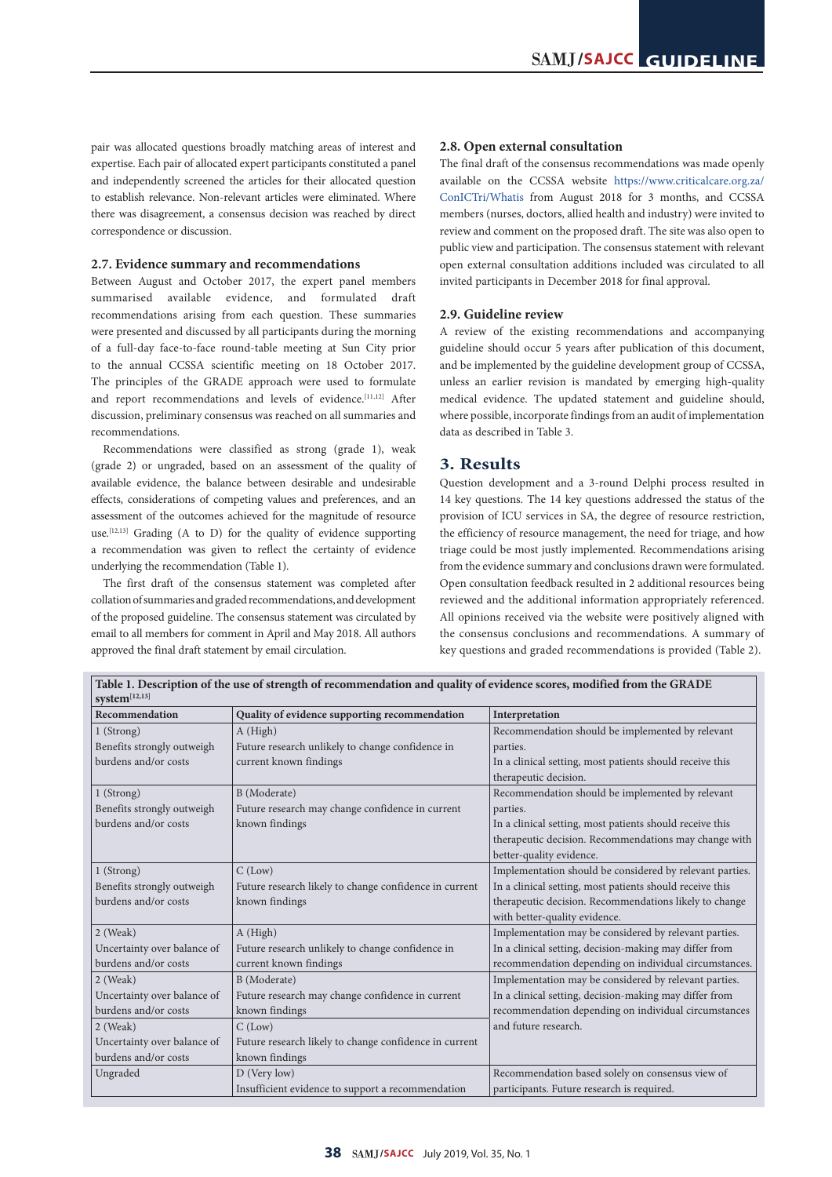pair was allocated questions broadly matching areas of interest and expertise. Each pair of allocated expert participants constituted a panel and independently screened the articles for their allocated question to establish relevance. Non-relevant articles were eliminated. Where there was disagreement, a consensus decision was reached by direct correspondence or discussion.

### 2.7. Evidence summary and recommendations

Between August and October 2017, the expert panel members summarised available evidence, and formulated draft recommendations arising from each question. These summaries were presented and discussed by all participants during the morning of a full-day face-to-face round-table meeting at Sun City prior to the annual CCSSA scientific meeting on 18 October 2017. The principles of the GRADE approach were used to formulate and report recommendations and levels of evidence.[11,12] After discussion, preliminary consensus was reached on all summaries and recommendations.

Recommendations were classified as strong (grade 1), weak (grade 2) or ungraded, based on an assessment of the quality of available evidence, the balance between desirable and undesirable effects, considerations of competing values and preferences, and an assessment of the outcomes achieved for the magnitude of resource use.[12,13] Grading (A to D) for the quality of evidence supporting a recommendation was given to reflect the certainty of evidence underlying the recommendation (Table 1).

The first draft of the consensus statement was completed after collation of summaries and graded recommendations, and development of the proposed guideline. The consensus statement was circulated by email to all members for comment in April and May 2018. All authors approved the final draft statement by email circulation.

### 2.8. Open external consultation

The final draft of the consensus recommendations was made openly available on the CCSSA website https://www.criticalcare.org.za/ConICTri/Whatis from August 2018 for 3 months, and CCSSA members (nurses, doctors, allied health and industry) were invited to review and comment on the proposed draft. The site was also open to public view and participation. The consensus statement with relevant open external consultation additions included was circulated to all invited participants in December 2018 for final approval.

### 2.9. Guideline review

A review of the existing recommendations and accompanying guideline should occur 5 years after publication of this document, and be implemented by the guideline development group of CCSSA, unless an earlier revision is mandated by emerging high-quality medical evidence. The updated statement and guideline should, where possible, incorporate findings from an audit of implementation data as described in Table 3.

## 3. Results

Question development and a 3-round Delphi process resulted in 14 key questions. The 14 key questions addressed the status of the provision of ICU services in SA, the degree of resource restriction, the efficiency of resource management, the need for triage, and how triage could be most justly implemented. Recommendations arising from the evidence summary and conclusions drawn were formulated. Open consultation feedback resulted in 2 additional resources being reviewed and the additional information appropriately referenced. All opinions received via the website were positively aligned with the consensus conclusions and recommendations. A summary of key questions and graded recommendations is provided (Table 2).

**Table 1. Description of the use of strength of recommendation and quality of evidence scores, modified from the GRADE system[12,13]**

| Recommendation | Quality of evidence supporting recommendation | Interpretation |
|---|---|---|
| 1 (Strong)<br>Benefits strongly outweigh burdens and/or costs | A (High)<br>Future research unlikely to change confidence in current known findings | Recommendation should be implemented by relevant parties.<br>In a clinical setting, most patients should receive this therapeutic decision. |
| 1 (Strong)<br>Benefits strongly outweigh burdens and/or costs | B (Moderate)<br>Future research may change confidence in current known findings | Recommendation should be implemented by relevant parties.<br>In a clinical setting, most patients should receive this therapeutic decision. Recommendations may change with better-quality evidence. |
| 1 (Strong)<br>Benefits strongly outweigh burdens and/or costs | C (Low)<br>Future research likely to change confidence in current known findings | Implementation should be considered by relevant parties.<br>In a clinical setting, most patients should receive this therapeutic decision. Recommendations likely to change with better-quality evidence. |
| 2 (Weak)<br>Uncertainty over balance of burdens and/or costs | A (High)<br>Future research unlikely to change confidence in current known findings | Implementation may be considered by relevant parties.<br>In a clinical setting, decision-making may differ from recommendation depending on individual circumstances. |
| 2 (Weak)<br>Uncertainty over balance of burdens and/or costs | B (Moderate)<br>Future research may change confidence in current known findings | Implementation may be considered by relevant parties.<br>In a clinical setting, decision-making may differ from recommendation depending on individual circumstances and future research. |
| 2 (Weak)<br>Uncertainty over balance of burdens and/or costs | C (Low)<br>Future research likely to change confidence in current known findings | |
| Ungraded | D (Very low)<br>Insufficient evidence to support a recommendation | Recommendation based solely on consensus view of participants. Future research is required. |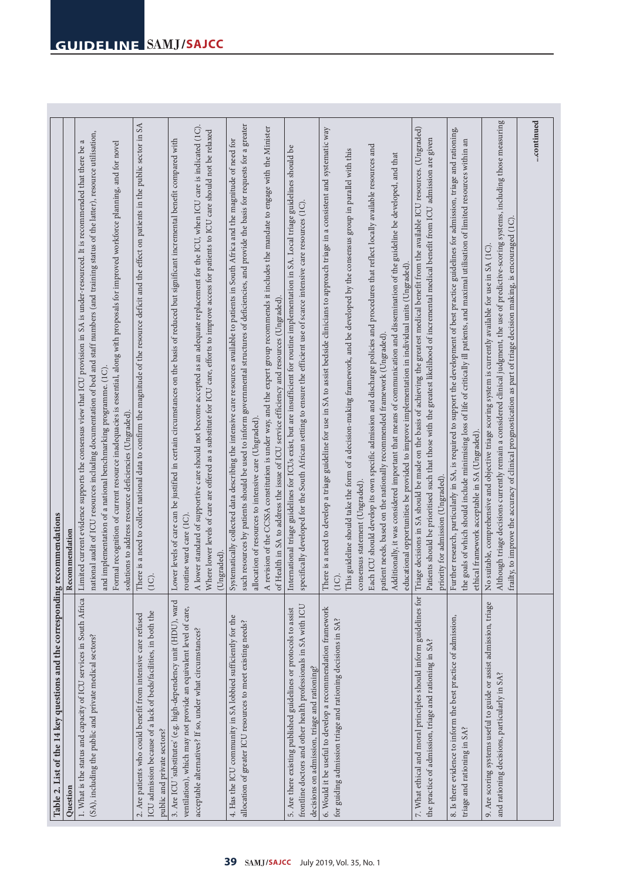**Table 2. List of the 14 key questions and the corresponding recommendations**

| Question | Recommendation |
|---|---|
| 1. What is the status and capacity of ICU services in South Africa (SA), including the public and private medical sectors? | Limited current evidence supports the consensus view that ICU provision in SA is under-resourced. It is recommended that there be a national audit of ICU resources including documentation of bed and staff numbers (and training status of the latter), resource utilisation, and implementation of a national benchmarking programme. (1C).<br>Formal recognition of current resource inadequacies is essential, along with proposals for improved workforce planning, and for novel solutions to address resource deficiencies (Ungraded). |
| 2. Are patients who could benefit from intensive care refused ICU admission because of a lack of beds/facilities, in both the public and private sectors? | There is a need to collect national data to confirm the magnitude of the resource deficit and the effect on patients in the public sector in SA (1C). |
| 3. Are ICU 'substitutes' (e.g. high-dependency unit (HDU), ward ventilation), which may not provide an equivalent level of care, acceptable alternatives? If so, under what circumstances? | Lower levels of care can be justified in certain circumstances on the basis of reduced but significant incremental benefit compared with routine ward care (1C).<br>A lower standard of supportive care should not become accepted as an adequate replacement for the ICU, when ICU care is indicated (1C).<br>Where lower levels of care are offered as a substitute for ICU care, efforts to improve access for patients to ICU care should not be relaxed (Ungraded). |
| 4. Has the ICU community in SA lobbied sufficiently for the allocation of greater ICU resources to meet existing needs? | Systematically collected data describing the intensive care resources available to patients in South Africa and the magnitude of need for such resources by patients should be used to inform governmental structures of deficiencies, and provide the basis for requests for a greater allocation of resources to intensive care (Ungraded).<br>A revision of the CCSSA constitution is under way, and the expert group recommends it includes the mandate to engage with the Minister of Health in SA to address the issue of ICU service efficiency and resources (Ungraded). |
| 5. Are there existing published guidelines or protocols to assist frontline doctors and other health professionals in SA with ICU decisions on admission, triage and rationing? | International triage guidelines for ICUs exist, but are insufficient for routine implementation in SA. Local triage guidelines should be specifically developed for the South African setting to ensure the efficient use of scarce intensive care resources (1C). |
| 6. Would it be useful to develop a recommendation framework for guiding admission triage and rationing decisions in SA? | There is a need to develop a triage guideline for use in SA to assist bedside clinicians to approach triage in a consistent and systematic way (1C).<br>This guideline should take the form of a decision-making framework, and be developed by the consensus group in parallel with this consensus statement (Ungraded).<br>Each ICU should develop its own specific admission and discharge policies and procedures that reflect locally available resources and patient needs, based on the nationally recommended framework (Ungraded).<br>Additionally, it was considered important that means of communication and dissemination of the guideline be developed, and that educational opportunities be provided to improve implementation in individual units (Ungraded). |
| 7. What ethical and moral principles should inform guidelines for the practice of admission, triage and rationing in SA? | Triage decisions in SA should be made on the basis of achieving the greatest medical benefit from the available ICU resources. (Ungraded)<br>Patients should be prioritised such that those with the greatest likelihood of incremental medical benefit from ICU admission are given priority for admission (Ungraded). |
| 8. Is there evidence to inform the best practice of admission, triage and rationing in SA? | Further research, particularly in SA, is required to support the development of best practice guidelines for admission, triage and rationing, the goals of which should include minimising loss of life of critically ill patients, and maximal utilisation of limited resources within an ethical framework acceptable in SA (Ungraded). |
| 9. Are scoring systems useful to guide or assist admission, triage and rationing decisions, particularly in SA? | No suitable, comprehensive and objective triage scoring system is currently available for use in SA (1C).<br>Although triage decisions currently remain a considered clinical judgment, the use of predictive-scoring systems, including those measuring frailty, to improve the accuracy of clinical prognostication as part of triage decision making, is encouraged (1C). |

...continued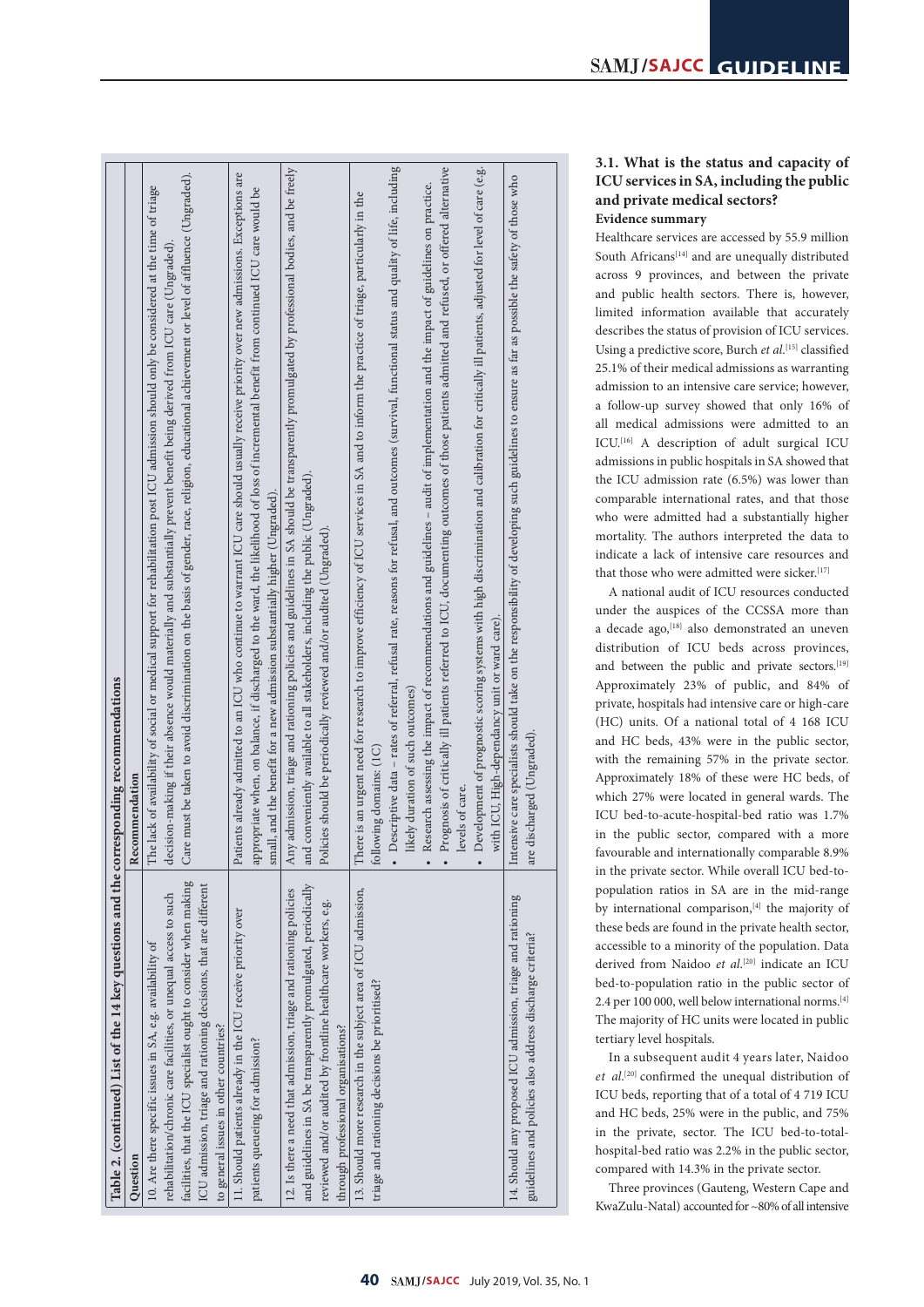**Table 2. (continued) List of the 14 key questions and the corresponding recommendations**

| Question | Recommendation |
|---|---|
| 10. Are there specific issues in SA, e.g. availability of rehabilitation/chronic care facilities, or unequal access to such facilities, that the ICU specialist ought to consider when making ICU admission, triage and rationing decisions, that are different to general issues in other countries? | The lack of availability of social or medical support for rehabilitation post ICU admission should only be considered at the time of triage decision-making if their absence would materially and substantially prevent benefit being derived from ICU care (Ungraded). Care must be taken to avoid discrimination on the basis of gender, race, religion, educational achievement or level of affluence (Ungraded). |
| 11. Should patients already in the ICU receive priority over patients queueing for admission? | Patients already admitted to an ICU who continue to warrant ICU care should usually receive priority over new admissions. Exceptions are appropriate when, on balance, if discharged to the ward, the likelihood of loss of incremental benefit from continued ICU care would be small, and the benefit for a new admission substantially higher (Ungraded). |
| 12. Is there a need that admission, triage and rationing policies and guidelines in SA be transparently promulgated, periodically reviewed and/or audited by frontline healthcare workers, e.g. through professional organisations? | Any admission, triage and rationing policies and guidelines in SA should be transparently promulgated by professional bodies, and be freely and conveniently available to all stakeholders, including the public (Ungraded). Policies should be periodically reviewed and/or audited (Ungraded). |
| 13. Should more research in the subject area of ICU admission, triage and rationing decisions be prioritised? | There is an urgent need for research to improve efficiency of ICU services in SA and to inform the practice of triage, particularly in the following domains: (1C)<br>• Descriptive data – rates of referral, refusal rate, reasons for refusal, and outcomes (survival, functional status and quality of life, including likely duration of such outcomes)<br>• Research assessing the impact of recommendations and guidelines – audit of implementation and the impact of guidelines on practice.<br>• Prognosis of critically ill patients referred to ICU, documenting outcomes of those patients admitted and refused, or offered alternative levels of care.<br>• Development of prognostic scoring systems with high discrimination and calibration for critically ill patients, adjusted for level of care (e.g. with ICU, High-dependancy unit or ward care). |
| 14. Should any proposed ICU admission, triage and rationing guidelines and policies also address discharge criteria? | Intensive care specialists should take on the responsibility of developing such guidelines to ensure as far as possible the safety of those who are discharged (Ungraded). |

### 3.1. What is the status and capacity of ICU services in SA, including the public and private medical sectors?

**Evidence summary**

Healthcare services are accessed by 55.9 million South Africans[14] and are unequally distributed across 9 provinces, and between the private and public health sectors. There is, however, limited information available that accurately describes the status of provision of ICU services. Using a predictive score, Burch *et al.*[15] classified 25.1% of their medical admissions as warranting admission to an intensive care service; however, a follow-up survey showed that only 16% of all medical admissions were admitted to an ICU.[16] A description of adult surgical ICU admissions in public hospitals in SA showed that the ICU admission rate (6.5%) was lower than comparable international rates, and that those who were admitted had a substantially higher mortality. The authors interpreted the data to indicate a lack of intensive care resources and that those who were admitted were sicker.[17]

A national audit of ICU resources conducted under the auspices of the CCSSA more than a decade ago,[18] also demonstrated an uneven distribution of ICU beds across provinces, and between the public and private sectors.[19] Approximately 23% of public, and 84% of private, hospitals had intensive care or high-care (HC) units. Of a national total of 4 168 ICU and HC beds, 43% were in the public sector, with the remaining 57% in the private sector. Approximately 18% of these were HC beds, of which 27% were located in general wards. The ICU bed-to-acute-hospital-bed ratio was 1.7% in the public sector, compared with a more favourable and internationally comparable 8.9% in the private sector. While overall ICU bed-to-population ratios in SA are in the mid-range by international comparison,[4] the majority of these beds are found in the private health sector, accessible to a minority of the population. Data derived from Naidoo *et al.*[20] indicate an ICU bed-to-population ratio in the public sector of 2.4 per 100 000, well below international norms.[4] The majority of HC units were located in public tertiary level hospitals.

In a subsequent audit 4 years later, Naidoo *et al.*[20] confirmed the unequal distribution of ICU beds, reporting that of a total of 4 719 ICU and HC beds, 25% were in the public, and 75% in the private, sector. The ICU bed-to-total-hospital-bed ratio was 2.2% in the public sector, compared with 14.3% in the private sector.

Three provinces (Gauteng, Western Cape and KwaZulu-Natal) accounted for ~80% of all intensive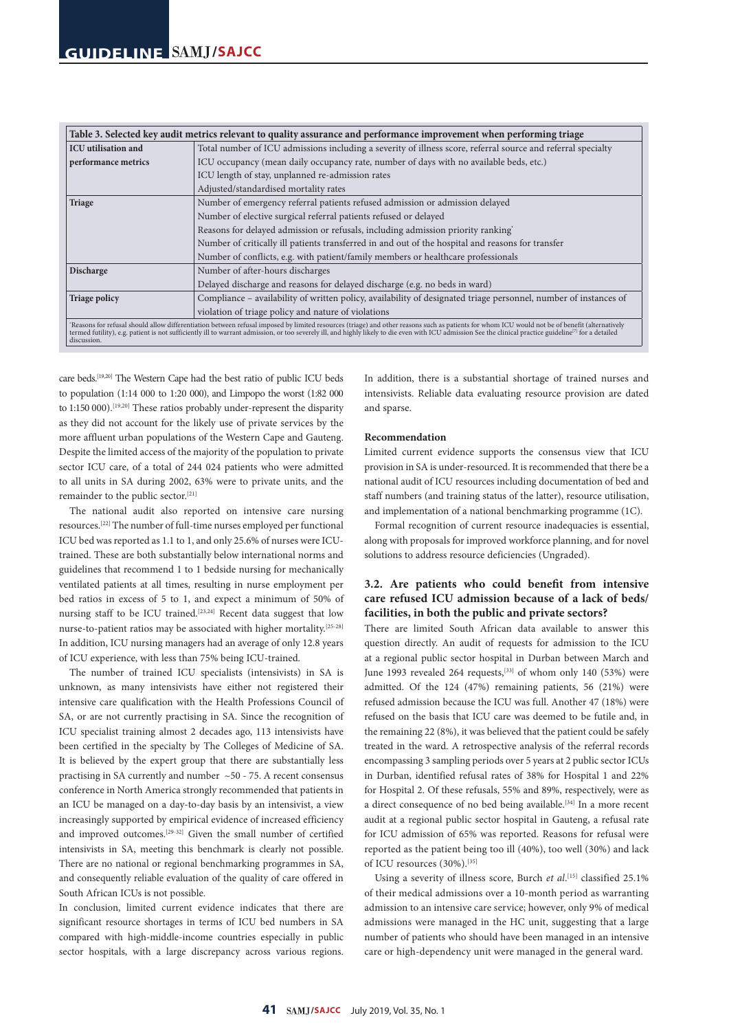**Table 3. Selected key audit metrics relevant to quality assurance and performance improvement when performing triage**

| | |
|---|---|
| **ICU utilisation and performance metrics** | Total number of ICU admissions including a severity of illness score, referral source and referral specialty |
| | ICU occupancy (mean daily occupancy rate, number of days with no available beds, etc.) |
| | ICU length of stay, unplanned re-admission rates |
| | Adjusted/standardised mortality rates |
| **Triage** | Number of emergency referral patients refused admission or admission delayed |
| | Number of elective surgical referral patients refused or delayed |
| | Reasons for delayed admission or refusals, including admission priority ranking* |
| | Number of critically ill patients transferred in and out of the hospital and reasons for transfer |
| | Number of conflicts, e.g. with patient/family members or healthcare professionals |
| **Discharge** | Number of after-hours discharges |
| | Delayed discharge and reasons for delayed discharge (e.g. no beds in ward) |
| **Triage policy** | Compliance – availability of written policy, availability of designated triage personnel, number of instances of violation of triage policy and nature of violations |

*Reasons for refusal should allow differentiation between refusal imposed by limited resources (triage) and other reasons such as patients for whom ICU would not be of benefit (alternatively termed futility), e.g. patient is not sufficiently ill to warrant admission, or too severely ill, and highly likely to die even with ICU admission See the clinical practice guideline[7] for a detailed discussion.

care beds.[19,20] The Western Cape had the best ratio of public ICU beds to population (1:14 000 to 1:20 000), and Limpopo the worst (1:82 000 to 1:150 000).[19,20] These ratios probably under-represent the disparity as they did not account for the likely use of private services by the more affluent urban populations of the Western Cape and Gauteng. Despite the limited access of the majority of the population to private sector ICU care, of a total of 244 024 patients who were admitted to all units in SA during 2002, 63% were to private units, and the remainder to the public sector.[21]

The national audit also reported on intensive care nursing resources.[22] The number of full-time nurses employed per functional ICU bed was reported as 1.1 to 1, and only 25.6% of nurses were ICU-trained. These are both substantially below international norms and guidelines that recommend 1 to 1 bedside nursing for mechanically ventilated patients at all times, resulting in nurse employment per bed ratios in excess of 5 to 1, and expect a minimum of 50% of nursing staff to be ICU trained.[23,24] Recent data suggest that low nurse-to-patient ratios may be associated with higher mortality.[25-28] In addition, ICU nursing managers had an average of only 12.8 years of ICU experience, with less than 75% being ICU-trained.

The number of trained ICU specialists (intensivists) in SA is unknown, as many intensivists have either not registered their intensive care qualification with the Health Professions Council of SA, or are not currently practising in SA. Since the recognition of ICU specialist training almost 2 decades ago, 113 intensivists have been certified in the specialty by The Colleges of Medicine of SA. It is believed by the expert group that there are substantially less practising in SA currently and number ~50 - 75. A recent consensus conference in North America strongly recommended that patients in an ICU be managed on a day-to-day basis by an intensivist, a view increasingly supported by empirical evidence of increased efficiency and improved outcomes.[29-32] Given the small number of certified intensivists in SA, meeting this benchmark is clearly not possible. There are no national or regional benchmarking programmes in SA, and consequently reliable evaluation of the quality of care offered in South African ICUs is not possible.

In conclusion, limited current evidence indicates that there are significant resource shortages in terms of ICU bed numbers in SA compared with high-middle-income countries especially in public sector hospitals, with a large discrepancy across various regions. In addition, there is a substantial shortage of trained nurses and intensivists. Reliable data evaluating resource provision are dated and sparse.

**Recommendation**

Limited current evidence supports the consensus view that ICU provision in SA is under-resourced. It is recommended that there be a national audit of ICU resources including documentation of bed and staff numbers (and training status of the latter), resource utilisation, and implementation of a national benchmarking programme (1C).

Formal recognition of current resource inadequacies is essential, along with proposals for improved workforce planning, and for novel solutions to address resource deficiencies (Ungraded).

### 3.2. Are patients who could benefit from intensive care refused ICU admission because of a lack of beds/facilities, in both the public and private sectors?

There are limited South African data available to answer this question directly. An audit of requests for admission to the ICU at a regional public sector hospital in Durban between March and June 1993 revealed 264 requests,[33] of whom only 140 (53%) were admitted. Of the 124 (47%) remaining patients, 56 (21%) were refused admission because the ICU was full. Another 47 (18%) were refused on the basis that ICU care was deemed to be futile and, in the remaining 22 (8%), it was believed that the patient could be safely treated in the ward. A retrospective analysis of the referral records encompassing 3 sampling periods over 5 years at 2 public sector ICUs in Durban, identified refusal rates of 38% for Hospital 1 and 22% for Hospital 2. Of these refusals, 55% and 89%, respectively, were as a direct consequence of no bed being available.[34] In a more recent audit at a regional public sector hospital in Gauteng, a refusal rate for ICU admission of 65% was reported. Reasons for refusal were reported as the patient being too ill (40%), too well (30%) and lack of ICU resources (30%).[35]

Using a severity of illness score, Burch *et al*.[15] classified 25.1% of their medical admissions over a 10-month period as warranting admission to an intensive care service; however, only 9% of medical admissions were managed in the HC unit, suggesting that a large number of patients who should have been managed in an intensive care or high-dependency unit were managed in the general ward.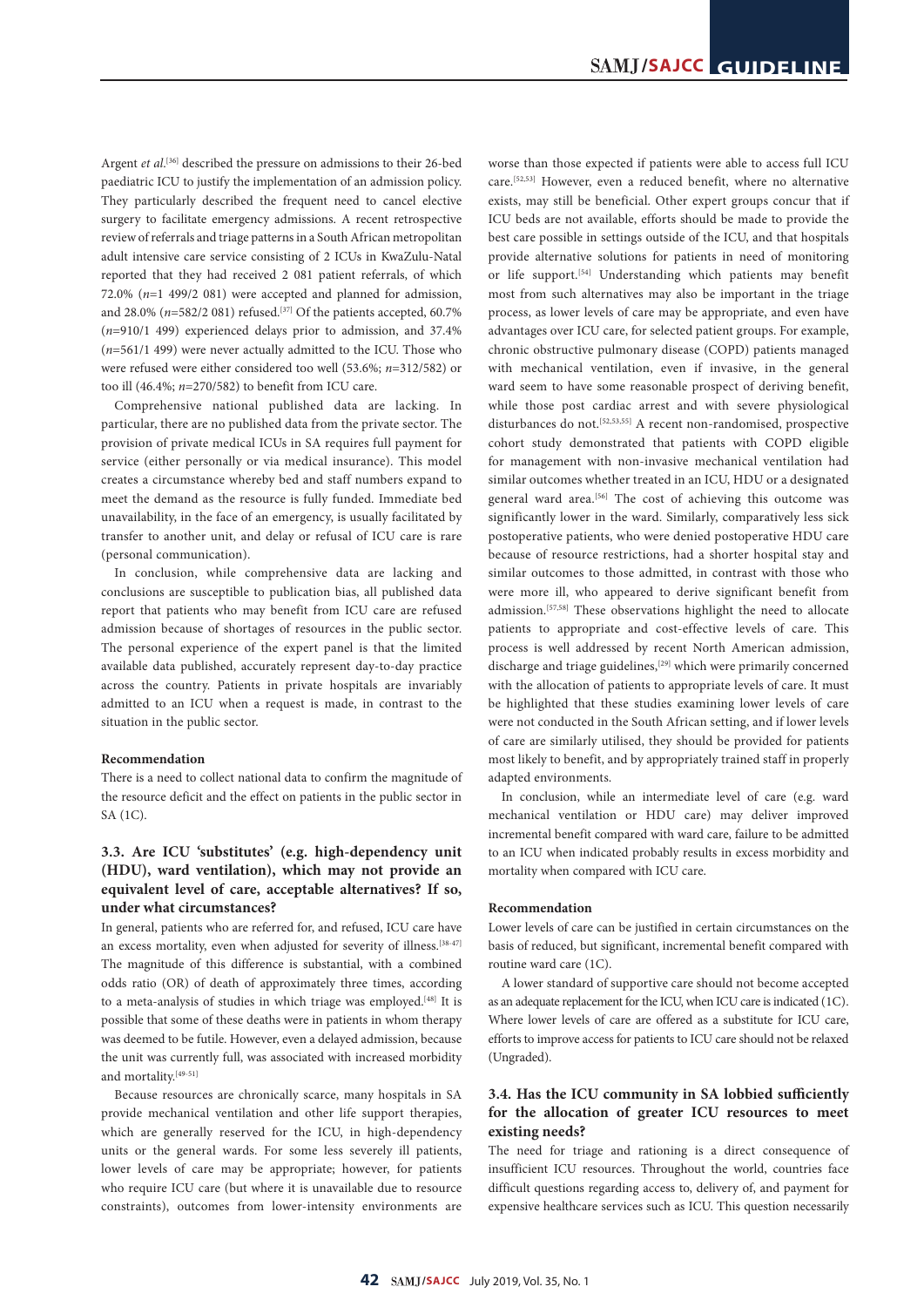Argent *et al.*[36] described the pressure on admissions to their 26-bed paediatric ICU to justify the implementation of an admission policy. They particularly described the frequent need to cancel elective surgery to facilitate emergency admissions. A recent retrospective review of referrals and triage patterns in a South African metropolitan adult intensive care service consisting of 2 ICUs in KwaZulu-Natal reported that they had received 2 081 patient referrals, of which 72.0% (*n*=1 499/2 081) were accepted and planned for admission, and 28.0% (*n*=582/2 081) refused.[37] Of the patients accepted, 60.7% (*n*=910/1 499) experienced delays prior to admission, and 37.4% (*n*=561/1 499) were never actually admitted to the ICU. Those who were refused were either considered too well (53.6%; *n*=312/582) or too ill (46.4%; *n*=270/582) to benefit from ICU care.

Comprehensive national published data are lacking. In particular, there are no published data from the private sector. The provision of private medical ICUs in SA requires full payment for service (either personally or via medical insurance). This model creates a circumstance whereby bed and staff numbers expand to meet the demand as the resource is fully funded. Immediate bed unavailability, in the face of an emergency, is usually facilitated by transfer to another unit, and delay or refusal of ICU care is rare (personal communication).

In conclusion, while comprehensive data are lacking and conclusions are susceptible to publication bias, all published data report that patients who may benefit from ICU care are refused admission because of shortages of resources in the public sector. The personal experience of the expert panel is that the limited available data published, accurately represent day-to-day practice across the country. Patients in private hospitals are invariably admitted to an ICU when a request is made, in contrast to the situation in the public sector.

**Recommendation**

There is a need to collect national data to confirm the magnitude of the resource deficit and the effect on patients in the public sector in SA (1C).

### 3.3. Are ICU 'substitutes' (e.g. high-dependency unit (HDU), ward ventilation), which may not provide an equivalent level of care, acceptable alternatives? If so, under what circumstances?

In general, patients who are referred for, and refused, ICU care have an excess mortality, even when adjusted for severity of illness.[38-47] The magnitude of this difference is substantial, with a combined odds ratio (OR) of death of approximately three times, according to a meta-analysis of studies in which triage was employed.[48] It is possible that some of these deaths were in patients in whom therapy was deemed to be futile. However, even a delayed admission, because the unit was currently full, was associated with increased morbidity and mortality.[49-51]

Because resources are chronically scarce, many hospitals in SA provide mechanical ventilation and other life support therapies, which are generally reserved for the ICU, in high-dependency units or the general wards. For some less severely ill patients, lower levels of care may be appropriate; however, for patients who require ICU care (but where it is unavailable due to resource constraints), outcomes from lower-intensity environments are worse than those expected if patients were able to access full ICU care.[52,53] However, even a reduced benefit, where no alternative exists, may still be beneficial. Other expert groups concur that if ICU beds are not available, efforts should be made to provide the best care possible in settings outside of the ICU, and that hospitals provide alternative solutions for patients in need of monitoring or life support.[54] Understanding which patients may benefit most from such alternatives may also be important in the triage process, as lower levels of care may be appropriate, and even have advantages over ICU care, for selected patient groups. For example, chronic obstructive pulmonary disease (COPD) patients managed with mechanical ventilation, even if invasive, in the general ward seem to have some reasonable prospect of deriving benefit, while those post cardiac arrest and with severe physiological disturbances do not.[52,53,55] A recent non-randomised, prospective cohort study demonstrated that patients with COPD eligible for management with non-invasive mechanical ventilation had similar outcomes whether treated in an ICU, HDU or a designated general ward area.[56] The cost of achieving this outcome was significantly lower in the ward. Similarly, comparatively less sick postoperative patients, who were denied postoperative HDU care because of resource restrictions, had a shorter hospital stay and similar outcomes to those admitted, in contrast with those who were more ill, who appeared to derive significant benefit from admission.[57,58] These observations highlight the need to allocate patients to appropriate and cost-effective levels of care. This process is well addressed by recent North American admission, discharge and triage guidelines,[29] which were primarily concerned with the allocation of patients to appropriate levels of care. It must be highlighted that these studies examining lower levels of care were not conducted in the South African setting, and if lower levels of care are similarly utilised, they should be provided for patients most likely to benefit, and by appropriately trained staff in properly adapted environments.

In conclusion, while an intermediate level of care (e.g. ward mechanical ventilation or HDU care) may deliver improved incremental benefit compared with ward care, failure to be admitted to an ICU when indicated probably results in excess morbidity and mortality when compared with ICU care.

**Recommendation**

Lower levels of care can be justified in certain circumstances on the basis of reduced, but significant, incremental benefit compared with routine ward care (1C).

A lower standard of supportive care should not become accepted as an adequate replacement for the ICU, when ICU care is indicated (1C). Where lower levels of care are offered as a substitute for ICU care, efforts to improve access for patients to ICU care should not be relaxed (Ungraded).

### 3.4. Has the ICU community in SA lobbied sufficiently for the allocation of greater ICU resources to meet existing needs?

The need for triage and rationing is a direct consequence of insufficient ICU resources. Throughout the world, countries face difficult questions regarding access to, delivery of, and payment for expensive healthcare services such as ICU. This question necessarily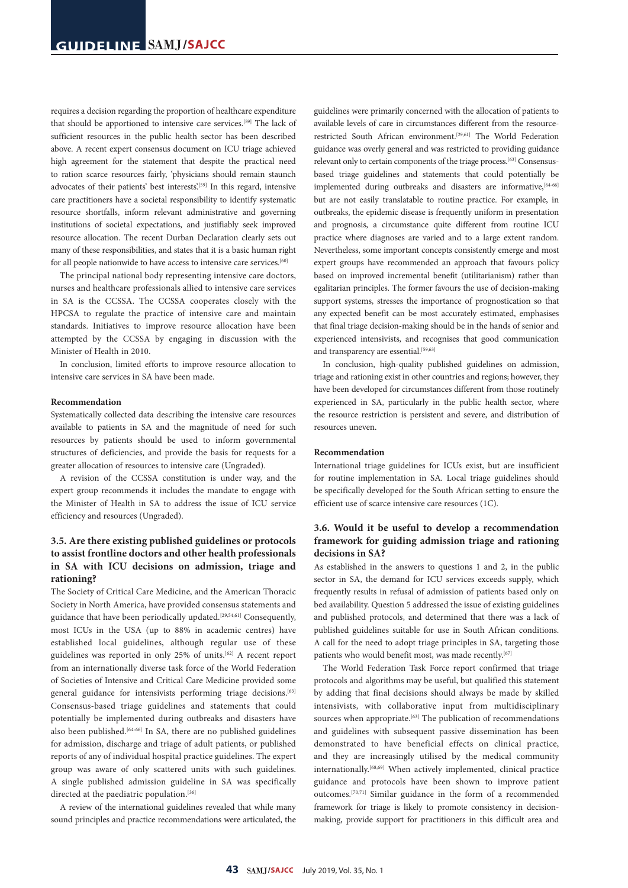requires a decision regarding the proportion of healthcare expenditure that should be apportioned to intensive care services.[59] The lack of sufficient resources in the public health sector has been described above. A recent expert consensus document on ICU triage achieved high agreement for the statement that despite the practical need to ration scarce resources fairly, 'physicians should remain staunch advocates of their patients' best interests'.[59] In this regard, intensive care practitioners have a societal responsibility to identify systematic resource shortfalls, inform relevant administrative and governing institutions of societal expectations, and justifiably seek improved resource allocation. The recent Durban Declaration clearly sets out many of these responsibilities, and states that it is a basic human right for all people nationwide to have access to intensive care services.[60]

The principal national body representing intensive care doctors, nurses and healthcare professionals allied to intensive care services in SA is the CCSSA. The CCSSA cooperates closely with the HPCSA to regulate the practice of intensive care and maintain standards. Initiatives to improve resource allocation have been attempted by the CCSSA by engaging in discussion with the Minister of Health in 2010.

In conclusion, limited efforts to improve resource allocation to intensive care services in SA have been made.

**Recommendation**

Systematically collected data describing the intensive care resources available to patients in SA and the magnitude of need for such resources by patients should be used to inform governmental structures of deficiencies, and provide the basis for requests for a greater allocation of resources to intensive care (Ungraded).

A revision of the CCSSA constitution is under way, and the expert group recommends it includes the mandate to engage with the Minister of Health in SA to address the issue of ICU service efficiency and resources (Ungraded).

### 3.5. Are there existing published guidelines or protocols to assist frontline doctors and other health professionals in SA with ICU decisions on admission, triage and rationing?

The Society of Critical Care Medicine, and the American Thoracic Society in North America, have provided consensus statements and guidance that have been periodically updated.[29,54,61] Consequently, most ICUs in the USA (up to 88% in academic centres) have established local guidelines, although regular use of these guidelines was reported in only 25% of units.[62] A recent report from an internationally diverse task force of the World Federation of Societies of Intensive and Critical Care Medicine provided some general guidance for intensivists performing triage decisions.[63] Consensus-based triage guidelines and statements that could potentially be implemented during outbreaks and disasters have also been published.[64-66] In SA, there are no published guidelines for admission, discharge and triage of adult patients, or published reports of any of individual hospital practice guidelines. The expert group was aware of only scattered units with such guidelines. A single published admission guideline in SA was specifically directed at the paediatric population.[36]

A review of the international guidelines revealed that while many sound principles and practice recommendations were articulated, the guidelines were primarily concerned with the allocation of patients to available levels of care in circumstances different from the resource-restricted South African environment.[29,61] The World Federation guidance was overly general and was restricted to providing guidance relevant only to certain components of the triage process.[63] Consensus-based triage guidelines and statements that could potentially be implemented during outbreaks and disasters are informative,[64-66] but are not easily translatable to routine practice. For example, in outbreaks, the epidemic disease is frequently uniform in presentation and prognosis, a circumstance quite different from routine ICU practice where diagnoses are varied and to a large extent random. Nevertheless, some important concepts consistently emerge and most expert groups have recommended an approach that favours policy based on improved incremental benefit (utilitarianism) rather than egalitarian principles. The former favours the use of decision-making support systems, stresses the importance of prognostication so that any expected benefit can be most accurately estimated, emphasises that final triage decision-making should be in the hands of senior and experienced intensivists, and recognises that good communication and transparency are essential.[59,63]

In conclusion, high-quality published guidelines on admission, triage and rationing exist in other countries and regions; however, they have been developed for circumstances different from those routinely experienced in SA, particularly in the public health sector, where the resource restriction is persistent and severe, and distribution of resources uneven.

**Recommendation**

International triage guidelines for ICUs exist, but are insufficient for routine implementation in SA. Local triage guidelines should be specifically developed for the South African setting to ensure the efficient use of scarce intensive care resources (1C).

### 3.6. Would it be useful to develop a recommendation framework for guiding admission triage and rationing decisions in SA?

As established in the answers to questions 1 and 2, in the public sector in SA, the demand for ICU services exceeds supply, which frequently results in refusal of admission of patients based only on bed availability. Question 5 addressed the issue of existing guidelines and published protocols, and determined that there was a lack of published guidelines suitable for use in South African conditions. A call for the need to adopt triage principles in SA, targeting those patients who would benefit most, was made recently.[67]

The World Federation Task Force report confirmed that triage protocols and algorithms may be useful, but qualified this statement by adding that final decisions should always be made by skilled intensivists, with collaborative input from multidisciplinary sources when appropriate.[63] The publication of recommendations and guidelines with subsequent passive dissemination has been demonstrated to have beneficial effects on clinical practice, and they are increasingly utilised by the medical community internationally.[68,69] When actively implemented, clinical practice guidance and protocols have been shown to improve patient outcomes.[70,71] Similar guidance in the form of a recommended framework for triage is likely to promote consistency in decision-making, provide support for practitioners in this difficult area and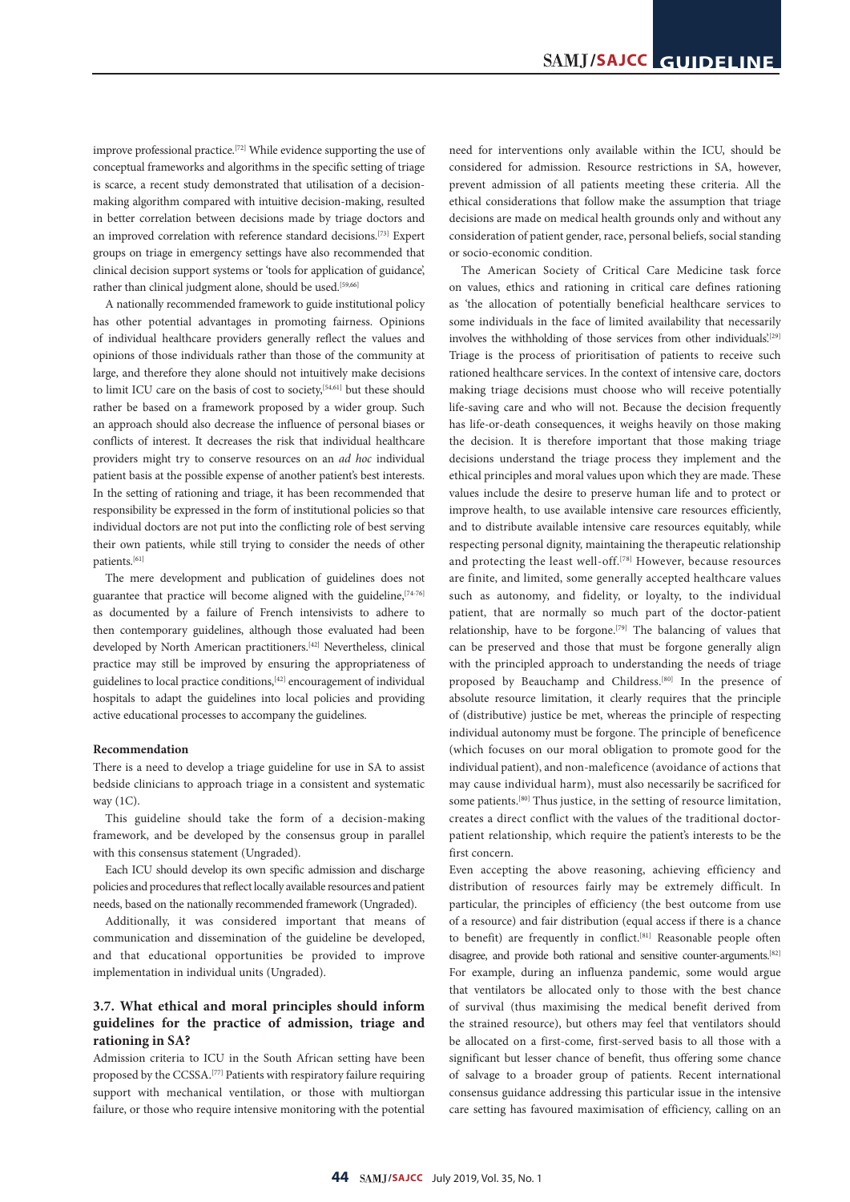improve professional practice.[72] While evidence supporting the use of conceptual frameworks and algorithms in the specific setting of triage is scarce, a recent study demonstrated that utilisation of a decision-making algorithm compared with intuitive decision-making, resulted in better correlation between decisions made by triage doctors and an improved correlation with reference standard decisions.[73] Expert groups on triage in emergency settings have also recommended that clinical decision support systems or 'tools for application of guidance', rather than clinical judgment alone, should be used.[59,66]

A nationally recommended framework to guide institutional policy has other potential advantages in promoting fairness. Opinions of individual healthcare providers generally reflect the values and opinions of those individuals rather than those of the community at large, and therefore they alone should not intuitively make decisions to limit ICU care on the basis of cost to society,[54,61] but these should rather be based on a framework proposed by a wider group. Such an approach should also decrease the influence of personal biases or conflicts of interest. It decreases the risk that individual healthcare providers might try to conserve resources on an *ad hoc* individual patient basis at the possible expense of another patient's best interests. In the setting of rationing and triage, it has been recommended that responsibility be expressed in the form of institutional policies so that individual doctors are not put into the conflicting role of best serving their own patients, while still trying to consider the needs of other patients.[61]

The mere development and publication of guidelines does not guarantee that practice will become aligned with the guideline,[74-76] as documented by a failure of French intensivists to adhere to then contemporary guidelines, although those evaluated had been developed by North American practitioners.[42] Nevertheless, clinical practice may still be improved by ensuring the appropriateness of guidelines to local practice conditions,[42] encouragement of individual hospitals to adapt the guidelines into local policies and providing active educational processes to accompany the guidelines.

**Recommendation**

There is a need to develop a triage guideline for use in SA to assist bedside clinicians to approach triage in a consistent and systematic way (1C).

This guideline should take the form of a decision-making framework, and be developed by the consensus group in parallel with this consensus statement (Ungraded).

Each ICU should develop its own specific admission and discharge policies and procedures that reflect locally available resources and patient needs, based on the nationally recommended framework (Ungraded).

Additionally, it was considered important that means of communication and dissemination of the guideline be developed, and that educational opportunities be provided to improve implementation in individual units (Ungraded).

### 3.7. What ethical and moral principles should inform guidelines for the practice of admission, triage and rationing in SA?

Admission criteria to ICU in the South African setting have been proposed by the CCSSA.[77] Patients with respiratory failure requiring support with mechanical ventilation, or those with multiorgan failure, or those who require intensive monitoring with the potential need for interventions only available within the ICU, should be considered for admission. Resource restrictions in SA, however, prevent admission of all patients meeting these criteria. All the ethical considerations that follow make the assumption that triage decisions are made on medical health grounds only and without any consideration of patient gender, race, personal beliefs, social standing or socio-economic condition.

The American Society of Critical Care Medicine task force on values, ethics and rationing in critical care defines rationing as 'the allocation of potentially beneficial healthcare services to some individuals in the face of limited availability that necessarily involves the withholding of those services from other individuals.'[29] Triage is the process of prioritisation of patients to receive such rationed healthcare services. In the context of intensive care, doctors making triage decisions must choose who will receive potentially life-saving care and who will not. Because the decision frequently has life-or-death consequences, it weighs heavily on those making the decision. It is therefore important that those making triage decisions understand the triage process they implement and the ethical principles and moral values upon which they are made. These values include the desire to preserve human life and to protect or improve health, to use available intensive care resources efficiently, and to distribute available intensive care resources equitably, while respecting personal dignity, maintaining the therapeutic relationship and protecting the least well-off.[78] However, because resources are finite, and limited, some generally accepted healthcare values such as autonomy, and fidelity, or loyalty, to the individual patient, that are normally so much part of the doctor-patient relationship, have to be forgone.[79] The balancing of values that can be preserved and those that must be forgone generally align with the principled approach to understanding the needs of triage proposed by Beauchamp and Childress.[80] In the presence of absolute resource limitation, it clearly requires that the principle of (distributive) justice be met, whereas the principle of respecting individual autonomy must be forgone. The principle of beneficence (which focuses on our moral obligation to promote good for the individual patient), and non-maleficence (avoidance of actions that may cause individual harm), must also necessarily be sacrificed for some patients.[80] Thus justice, in the setting of resource limitation, creates a direct conflict with the values of the traditional doctor-patient relationship, which require the patient's interests to be the first concern.

Even accepting the above reasoning, achieving efficiency and distribution of resources fairly may be extremely difficult. In particular, the principles of efficiency (the best outcome from use of a resource) and fair distribution (equal access if there is a chance to benefit) are frequently in conflict.[81] Reasonable people often disagree, and provide both rational and sensitive counter-arguments.[82] For example, during an influenza pandemic, some would argue that ventilators be allocated only to those with the best chance of survival (thus maximising the medical benefit derived from the strained resource), but others may feel that ventilators should be allocated on a first-come, first-served basis to all those with a significant but lesser chance of benefit, thus offering some chance of salvage to a broader group of patients. Recent international consensus guidance addressing this particular issue in the intensive care setting has favoured maximisation of efficiency, calling on an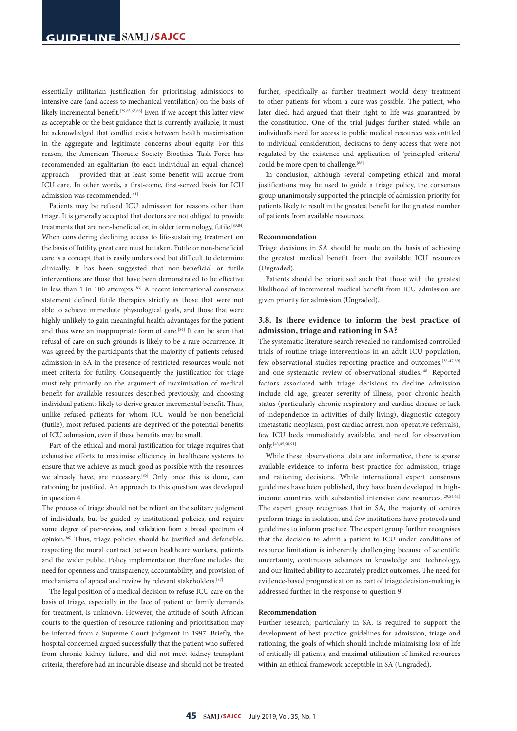essentially utilitarian justification for prioritising admissions to intensive care (and access to mechanical ventilation) on the basis of likely incremental benefit.[29,63,65,66] Even if we accept this latter view as acceptable or the best guidance that is currently available, it must be acknowledged that conflict exists between health maximisation in the aggregate and legitimate concerns about equity. For this reason, the American Thoracic Society Bioethics Task Force has recommended an egalitarian (to each individual an equal chance) approach – provided that at least some benefit will accrue from ICU care. In other words, a first-come, first-served basis for ICU admission was recommended.[61]

Patients may be refused ICU admission for reasons other than triage. It is generally accepted that doctors are not obliged to provide treatments that are non-beneficial or, in older terminology, futile.[83,84] When considering declining access to life-sustaining treatment on the basis of futility, great care must be taken. Futile or non-beneficial care is a concept that is easily understood but difficult to determine clinically. It has been suggested that non-beneficial or futile interventions are those that have been demonstrated to be effective in less than 1 in 100 attempts.[83] A recent international consensus statement defined futile therapies strictly as those that were not able to achieve immediate physiological goals, and those that were highly unlikely to gain meaningful health advantages for the patient and thus were an inappropriate form of care.[84] It can be seen that refusal of care on such grounds is likely to be a rare occurrence. It was agreed by the participants that the majority of patients refused admission in SA in the presence of restricted resources would not meet criteria for futility. Consequently the justification for triage must rely primarily on the argument of maximisation of medical benefit for available resources described previously, and choosing individual patients likely to derive greater incremental benefit. Thus, unlike refused patients for whom ICU would be non-beneficial (futile), most refused patients are deprived of the potential benefits of ICU admission, even if these benefits may be small.

Part of the ethical and moral justification for triage requires that exhaustive efforts to maximise efficiency in healthcare systems to ensure that we achieve as much good as possible with the resources we already have, are necessary.[85] Only once this is done, can rationing be justified. An approach to this question was developed in question 4.

The process of triage should not be reliant on the solitary judgment of individuals, but be guided by institutional policies, and require some degree of peer-review, and validation from a broad spectrum of opinion.[86] Thus, triage policies should be justified and defensible, respecting the moral contract between healthcare workers, patients and the wider public. Policy implementation therefore includes the need for openness and transparency, accountability, and provision of mechanisms of appeal and review by relevant stakeholders.[87]

The legal position of a medical decision to refuse ICU care on the basis of triage, especially in the face of patient or family demands for treatment, is unknown. However, the attitude of South African courts to the question of resource rationing and prioritisation may be inferred from a Supreme Court judgment in 1997. Briefly, the hospital concerned argued successfully that the patient who suffered from chronic kidney failure, and did not meet kidney transplant criteria, therefore had an incurable disease and should not be treated further, specifically as further treatment would deny treatment to other patients for whom a cure was possible. The patient, who later died, had argued that their right to life was guaranteed by the constitution. One of the trial judges further stated while an individual's need for access to public medical resources was entitled to individual consideration, decisions to deny access that were not regulated by the existence and application of 'principled criteria' could be more open to challenge.[88]

In conclusion, although several competing ethical and moral justifications may be used to guide a triage policy, the consensus group unanimously supported the principle of admission priority for patients likely to result in the greatest benefit for the greatest number of patients from available resources.

**Recommendation**

Triage decisions in SA should be made on the basis of achieving the greatest medical benefit from the available ICU resources (Ungraded).

Patients should be prioritised such that those with the greatest likelihood of incremental medical benefit from ICU admission are given priority for admission (Ungraded).

### 3.8. Is there evidence to inform the best practice of admission, triage and rationing in SA?

The systematic literature search revealed no randomised controlled trials of routine triage interventions in an adult ICU population, few observational studies reporting practice and outcomes,[38-47,89] and one systematic review of observational studies.[48] Reported factors associated with triage decisions to decline admission include old age, greater severity of illness, poor chronic health status (particularly chronic respiratory and cardiac disease or lack of independence in activities of daily living), diagnostic category (metastatic neoplasm, post cardiac arrest, non-operative referrals), few ICU beds immediately available, and need for observation only.[43,45,90,91]

While these observational data are informative, there is sparse available evidence to inform best practice for admission, triage and rationing decisions. While international expert consensus guidelines have been published, they have been developed in high-income countries with substantial intensive care resources.[29,54,61] The expert group recognises that in SA, the majority of centres perform triage in isolation, and few institutions have protocols and guidelines to inform practice. The expert group further recognises that the decision to admit a patient to ICU under conditions of resource limitation is inherently challenging because of scientific uncertainty, continuous advances in knowledge and technology, and our limited ability to accurately predict outcomes. The need for evidence-based prognostication as part of triage decision-making is addressed further in the response to question 9.

**Recommendation**

Further research, particularly in SA, is required to support the development of best practice guidelines for admission, triage and rationing, the goals of which should include minimising loss of life of critically ill patients, and maximal utilisation of limited resources within an ethical framework acceptable in SA (Ungraded).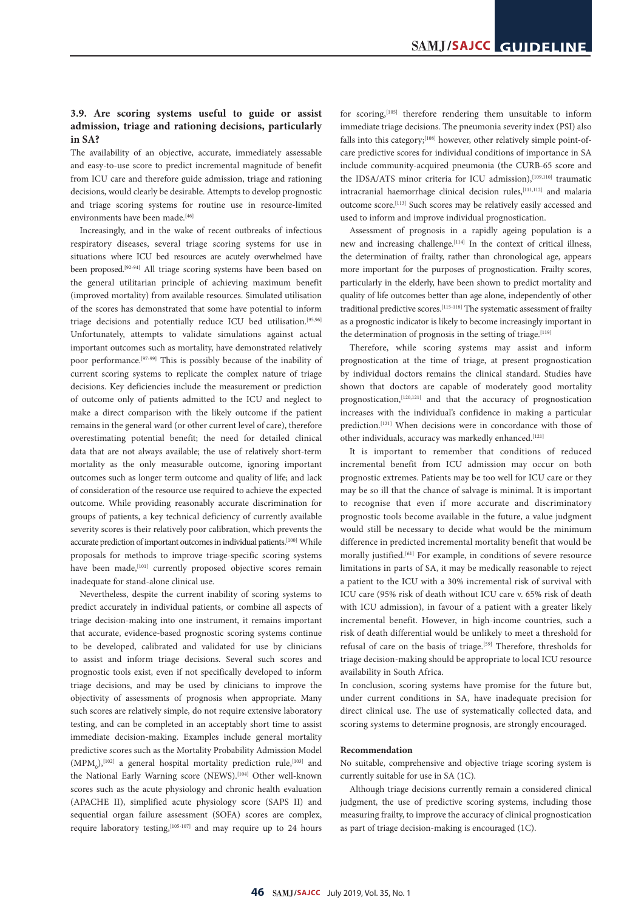### 3.9. Are scoring systems useful to guide or assist admission, triage and rationing decisions, particularly in SA?

The availability of an objective, accurate, immediately assessable and easy-to-use score to predict incremental magnitude of benefit from ICU care and therefore guide admission, triage and rationing decisions, would clearly be desirable. Attempts to develop prognostic and triage scoring systems for routine use in resource-limited environments have been made.[46]

Increasingly, and in the wake of recent outbreaks of infectious respiratory diseases, several triage scoring systems for use in situations where ICU bed resources are acutely overwhelmed have been proposed.[92-94] All triage scoring systems have been based on the general utilitarian principle of achieving maximum benefit (improved mortality) from available resources. Simulated utilisation of the scores has demonstrated that some have potential to inform triage decisions and potentially reduce ICU bed utilisation.[95,96] Unfortunately, attempts to validate simulations against actual important outcomes such as mortality, have demonstrated relatively poor performance.[97-99] This is possibly because of the inability of current scoring systems to replicate the complex nature of triage decisions. Key deficiencies include the measurement or prediction of outcome only of patients admitted to the ICU and neglect to make a direct comparison with the likely outcome if the patient remains in the general ward (or other current level of care), therefore overestimating potential benefit; the need for detailed clinical data that are not always available; the use of relatively short-term mortality as the only measurable outcome, ignoring important outcomes such as longer term outcome and quality of life; and lack of consideration of the resource use required to achieve the expected outcome. While providing reasonably accurate discrimination for groups of patients, a key technical deficiency of currently available severity scores is their relatively poor calibration, which prevents the accurate prediction of important outcomes in individual patients.[100] While proposals for methods to improve triage-specific scoring systems have been made,[101] currently proposed objective scores remain inadequate for stand-alone clinical use.

Nevertheless, despite the current inability of scoring systems to predict accurately in individual patients, or combine all aspects of triage decision-making into one instrument, it remains important that accurate, evidence-based prognostic scoring systems continue to be developed, calibrated and validated for use by clinicians to assist and inform triage decisions. Several such scores and prognostic tools exist, even if not specifically developed to inform triage decisions, and may be used by clinicians to improve the objectivity of assessments of prognosis when appropriate. Many such scores are relatively simple, do not require extensive laboratory testing, and can be completed in an acceptably short time to assist immediate decision-making. Examples include general mortality predictive scores such as the Mortality Probability Admission Model ($MPM_0$),[102] a general hospital mortality prediction rule,[103] and the National Early Warning score (NEWS).[104] Other well-known scores such as the acute physiology and chronic health evaluation (APACHE II), simplified acute physiology score (SAPS II) and sequential organ failure assessment (SOFA) scores are complex, require laboratory testing,[105-107] and may require up to 24 hours for scoring,[105] therefore rendering them unsuitable to inform immediate triage decisions. The pneumonia severity index (PSI) also falls into this category;[108] however, other relatively simple point-of-care predictive scores for individual conditions of importance in SA include community-acquired pneumonia (the CURB-65 score and the IDSA/ATS minor criteria for ICU admission),[109,110] traumatic intracranial haemorrhage clinical decision rules,[111,112] and malaria outcome score.[113] Such scores may be relatively easily accessed and used to inform and improve individual prognostication.

Assessment of prognosis in a rapidly ageing population is a new and increasing challenge.[114] In the context of critical illness, the determination of frailty, rather than chronological age, appears more important for the purposes of prognostication. Frailty scores, particularly in the elderly, have been shown to predict mortality and quality of life outcomes better than age alone, independently of other traditional predictive scores.[115-118] The systematic assessment of frailty as a prognostic indicator is likely to become increasingly important in the determination of prognosis in the setting of triage.[119]

Therefore, while scoring systems may assist and inform prognostication at the time of triage, at present prognostication by individual doctors remains the clinical standard. Studies have shown that doctors are capable of moderately good mortality prognostication,[120,121] and that the accuracy of prognostication increases with the individual's confidence in making a particular prediction.[121] When decisions were in concordance with those of other individuals, accuracy was markedly enhanced.[121]

It is important to remember that conditions of reduced incremental benefit from ICU admission may occur on both prognostic extremes. Patients may be too well for ICU care or they may be so ill that the chance of salvage is minimal. It is important to recognise that even if more accurate and discriminatory prognostic tools become available in the future, a value judgment would still be necessary to decide what would be the minimum difference in predicted incremental mortality benefit that would be morally justified.[61] For example, in conditions of severe resource limitations in parts of SA, it may be medically reasonable to reject a patient to the ICU with a 30% incremental risk of survival with ICU care (95% risk of death without ICU care v. 65% risk of death with ICU admission), in favour of a patient with a greater likely incremental benefit. However, in high-income countries, such a risk of death differential would be unlikely to meet a threshold for refusal of care on the basis of triage.[59] Therefore, thresholds for triage decision-making should be appropriate to local ICU resource availability in South Africa.

In conclusion, scoring systems have promise for the future but, under current conditions in SA, have inadequate precision for direct clinical use. The use of systematically collected data, and scoring systems to determine prognosis, are strongly encouraged.

**Recommendation**

No suitable, comprehensive and objective triage scoring system is currently suitable for use in SA (1C).

Although triage decisions currently remain a considered clinical judgment, the use of predictive scoring systems, including those measuring frailty, to improve the accuracy of clinical prognostication as part of triage decision-making is encouraged (1C).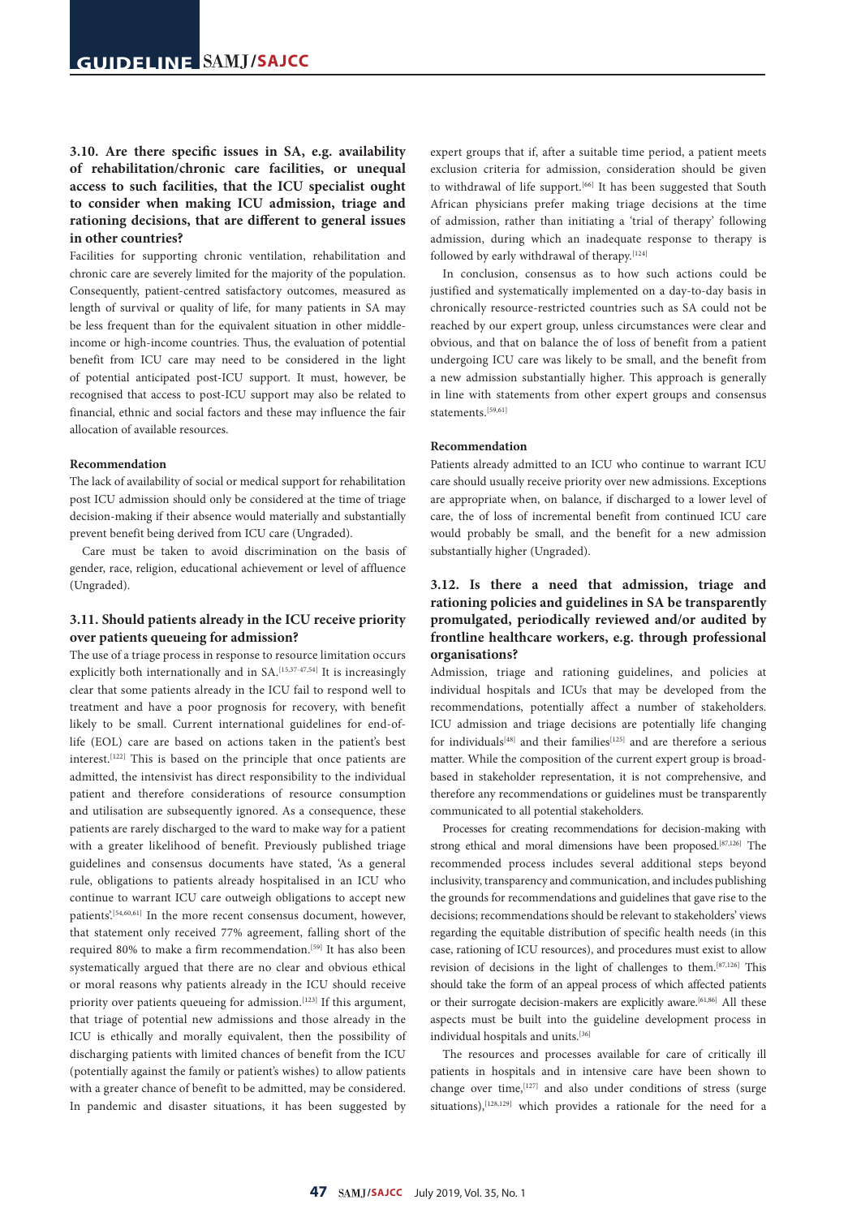### 3.10. Are there specific issues in SA, e.g. availability of rehabilitation/chronic care facilities, or unequal access to such facilities, that the ICU specialist ought to consider when making ICU admission, triage and rationing decisions, that are different to general issues in other countries?

Facilities for supporting chronic ventilation, rehabilitation and chronic care are severely limited for the majority of the population. Consequently, patient-centred satisfactory outcomes, measured as length of survival or quality of life, for many patients in SA may be less frequent than for the equivalent situation in other middle-income or high-income countries. Thus, the evaluation of potential benefit from ICU care may need to be considered in the light of potential anticipated post-ICU support. It must, however, be recognised that access to post-ICU support may also be related to financial, ethnic and social factors and these may influence the fair allocation of available resources.

#### Recommendation

The lack of availability of social or medical support for rehabilitation post ICU admission should only be considered at the time of triage decision-making if their absence would materially and substantially prevent benefit being derived from ICU care (Ungraded).

Care must be taken to avoid discrimination on the basis of gender, race, religion, educational achievement or level of affluence (Ungraded).

### 3.11. Should patients already in the ICU receive priority over patients queueing for admission?

The use of a triage process in response to resource limitation occurs explicitly both internationally and in SA.[15,37-47,54] It is increasingly clear that some patients already in the ICU fail to respond well to treatment and have a poor prognosis for recovery, with benefit likely to be small. Current international guidelines for end-of-life (EOL) care are based on actions taken in the patient's best interest.[122] This is based on the principle that once patients are admitted, the intensivist has direct responsibility to the individual patient and therefore considerations of resource consumption and utilisation are subsequently ignored. As a consequence, these patients are rarely discharged to the ward to make way for a patient with a greater likelihood of benefit. Previously published triage guidelines and consensus documents have stated, 'As a general rule, obligations to patients already hospitalised in an ICU who continue to warrant ICU care outweigh obligations to accept new patients'.[54,60,61] In the more recent consensus document, however, that statement only received 77% agreement, falling short of the required 80% to make a firm recommendation.[59] It has also been systematically argued that there are no clear and obvious ethical or moral reasons why patients already in the ICU should receive priority over patients queueing for admission.[123] If this argument, that triage of potential new admissions and those already in the ICU is ethically and morally equivalent, then the possibility of discharging patients with limited chances of benefit from the ICU (potentially against the family or patient's wishes) to allow patients with a greater chance of benefit to be admitted, may be considered. In pandemic and disaster situations, it has been suggested by expert groups that if, after a suitable time period, a patient meets exclusion criteria for admission, consideration should be given to withdrawal of life support.[66] It has been suggested that South African physicians prefer making triage decisions at the time of admission, rather than initiating a 'trial of therapy' following admission, during which an inadequate response to therapy is followed by early withdrawal of therapy.[124]

In conclusion, consensus as to how such actions could be justified and systematically implemented on a day-to-day basis in chronically resource-restricted countries such as SA could not be reached by our expert group, unless circumstances were clear and obvious, and that on balance the of loss of benefit from a patient undergoing ICU care was likely to be small, and the benefit from a new admission substantially higher. This approach is generally in line with statements from other expert groups and consensus statements.[59,61]

#### Recommendation

Patients already admitted to an ICU who continue to warrant ICU care should usually receive priority over new admissions. Exceptions are appropriate when, on balance, if discharged to a lower level of care, the of loss of incremental benefit from continued ICU care would probably be small, and the benefit for a new admission substantially higher (Ungraded).

### 3.12. Is there a need that admission, triage and rationing policies and guidelines in SA be transparently promulgated, periodically reviewed and/or audited by frontline healthcare workers, e.g. through professional organisations?

Admission, triage and rationing guidelines, and policies at individual hospitals and ICUs that may be developed from the recommendations, potentially affect a number of stakeholders. ICU admission and triage decisions are potentially life changing for individuals[48] and their families[125] and are therefore a serious matter. While the composition of the current expert group is broad-based in stakeholder representation, it is not comprehensive, and therefore any recommendations or guidelines must be transparently communicated to all potential stakeholders.

Processes for creating recommendations for decision-making with strong ethical and moral dimensions have been proposed.[87,126] The recommended process includes several additional steps beyond inclusivity, transparency and communication, and includes publishing the grounds for recommendations and guidelines that gave rise to the decisions; recommendations should be relevant to stakeholders' views regarding the equitable distribution of specific health needs (in this case, rationing of ICU resources), and procedures must exist to allow revision of decisions in the light of challenges to them.[87,126] This should take the form of an appeal process of which affected patients or their surrogate decision-makers are explicitly aware.[61,86] All these aspects must be built into the guideline development process in individual hospitals and units.[36]

The resources and processes available for care of critically ill patients in hospitals and in intensive care have been shown to change over time,[127] and also under conditions of stress (surge situations),[128,129] which provides a rationale for the need for a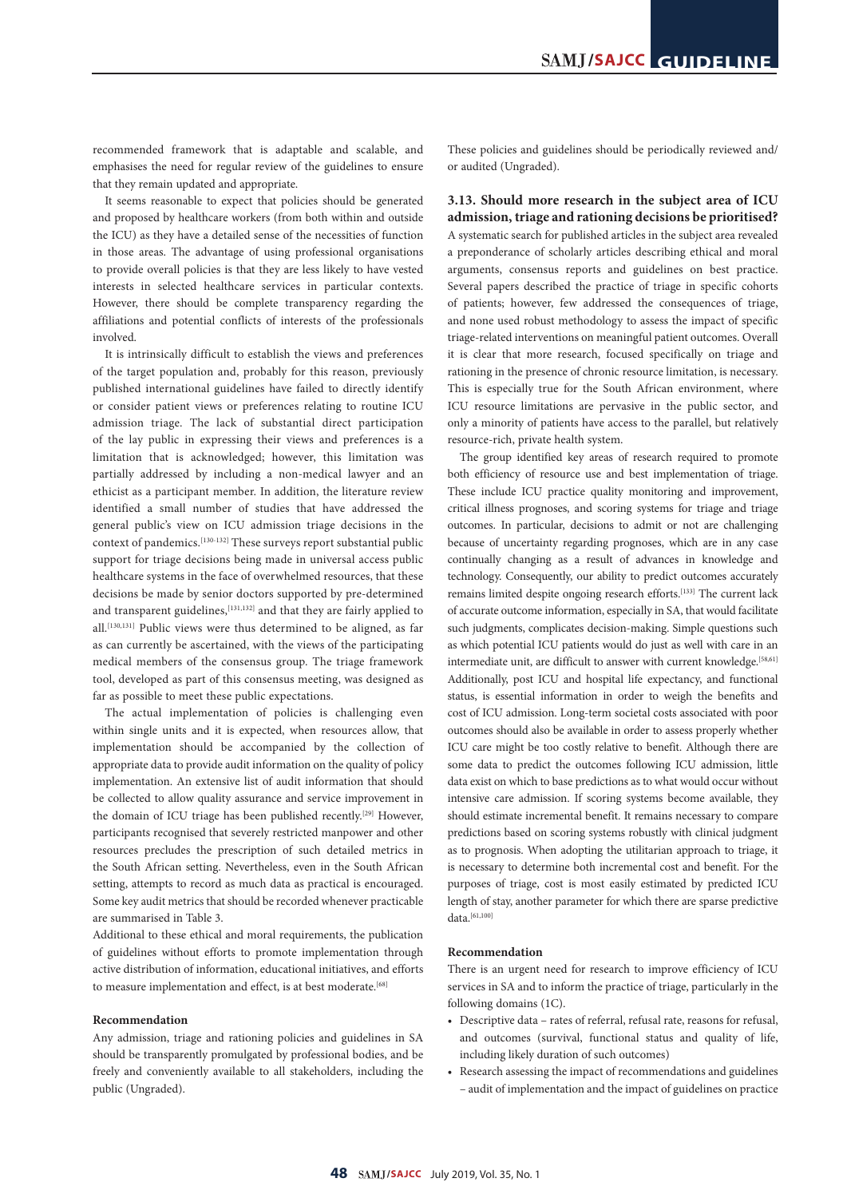recommended framework that is adaptable and scalable, and emphasises the need for regular review of the guidelines to ensure that they remain updated and appropriate.

It seems reasonable to expect that policies should be generated and proposed by healthcare workers (from both within and outside the ICU) as they have a detailed sense of the necessities of function in those areas. The advantage of using professional organisations to provide overall policies is that they are less likely to have vested interests in selected healthcare services in particular contexts. However, there should be complete transparency regarding the affiliations and potential conflicts of interests of the professionals involved.

It is intrinsically difficult to establish the views and preferences of the target population and, probably for this reason, previously published international guidelines have failed to directly identify or consider patient views or preferences relating to routine ICU admission triage. The lack of substantial direct participation of the lay public in expressing their views and preferences is a limitation that is acknowledged; however, this limitation was partially addressed by including a non-medical lawyer and an ethicist as a participant member. In addition, the literature review identified a small number of studies that have addressed the general public's view on ICU admission triage decisions in the context of pandemics.[130-132] These surveys report substantial public support for triage decisions being made in universal access public healthcare systems in the face of overwhelmed resources, that these decisions be made by senior doctors supported by pre-determined and transparent guidelines,[131,132] and that they are fairly applied to all.[130,131] Public views were thus determined to be aligned, as far as can currently be ascertained, with the views of the participating medical members of the consensus group. The triage framework tool, developed as part of this consensus meeting, was designed as far as possible to meet these public expectations.

The actual implementation of policies is challenging even within single units and it is expected, when resources allow, that implementation should be accompanied by the collection of appropriate data to provide audit information on the quality of policy implementation. An extensive list of audit information that should be collected to allow quality assurance and service improvement in the domain of ICU triage has been published recently.[29] However, participants recognised that severely restricted manpower and other resources precludes the prescription of such detailed metrics in the South African setting. Nevertheless, even in the South African setting, attempts to record as much data as practical is encouraged. Some key audit metrics that should be recorded whenever practicable are summarised in Table 3.

Additional to these ethical and moral requirements, the publication of guidelines without efforts to promote implementation through active distribution of information, educational initiatives, and efforts to measure implementation and effect, is at best moderate.[68]

**Recommendation**

Any admission, triage and rationing policies and guidelines in SA should be transparently promulgated by professional bodies, and be freely and conveniently available to all stakeholders, including the public (Ungraded).

These policies and guidelines should be periodically reviewed and/or audited (Ungraded).

### 3.13. Should more research in the subject area of ICU admission, triage and rationing decisions be prioritised?

A systematic search for published articles in the subject area revealed a preponderance of scholarly articles describing ethical and moral arguments, consensus reports and guidelines on best practice. Several papers described the practice of triage in specific cohorts of patients; however, few addressed the consequences of triage, and none used robust methodology to assess the impact of specific triage-related interventions on meaningful patient outcomes. Overall it is clear that more research, focused specifically on triage and rationing in the presence of chronic resource limitation, is necessary. This is especially true for the South African environment, where ICU resource limitations are pervasive in the public sector, and only a minority of patients have access to the parallel, but relatively resource-rich, private health system.

The group identified key areas of research required to promote both efficiency of resource use and best implementation of triage. These include ICU practice quality monitoring and improvement, critical illness prognoses, and scoring systems for triage and triage outcomes. In particular, decisions to admit or not are challenging because of uncertainty regarding prognoses, which are in any case continually changing as a result of advances in knowledge and technology. Consequently, our ability to predict outcomes accurately remains limited despite ongoing research efforts.[133] The current lack of accurate outcome information, especially in SA, that would facilitate such judgments, complicates decision-making. Simple questions such as which potential ICU patients would do just as well with care in an intermediate unit, are difficult to answer with current knowledge.[58,61] Additionally, post ICU and hospital life expectancy, and functional status, is essential information in order to weigh the benefits and cost of ICU admission. Long-term societal costs associated with poor outcomes should also be available in order to assess properly whether ICU care might be too costly relative to benefit. Although there are some data to predict the outcomes following ICU admission, little data exist on which to base predictions as to what would occur without intensive care admission. If scoring systems become available, they should estimate incremental benefit. It remains necessary to compare predictions based on scoring systems robustly with clinical judgment as to prognosis. When adopting the utilitarian approach to triage, it is necessary to determine both incremental cost and benefit. For the purposes of triage, cost is most easily estimated by predicted ICU length of stay, another parameter for which there are sparse predictive data.[61,100]

**Recommendation**

There is an urgent need for research to improve efficiency of ICU services in SA and to inform the practice of triage, particularly in the following domains (1C).

- Descriptive data – rates of referral, refusal rate, reasons for refusal, and outcomes (survival, functional status and quality of life, including likely duration of such outcomes)
- Research assessing the impact of recommendations and guidelines – audit of implementation and the impact of guidelines on practice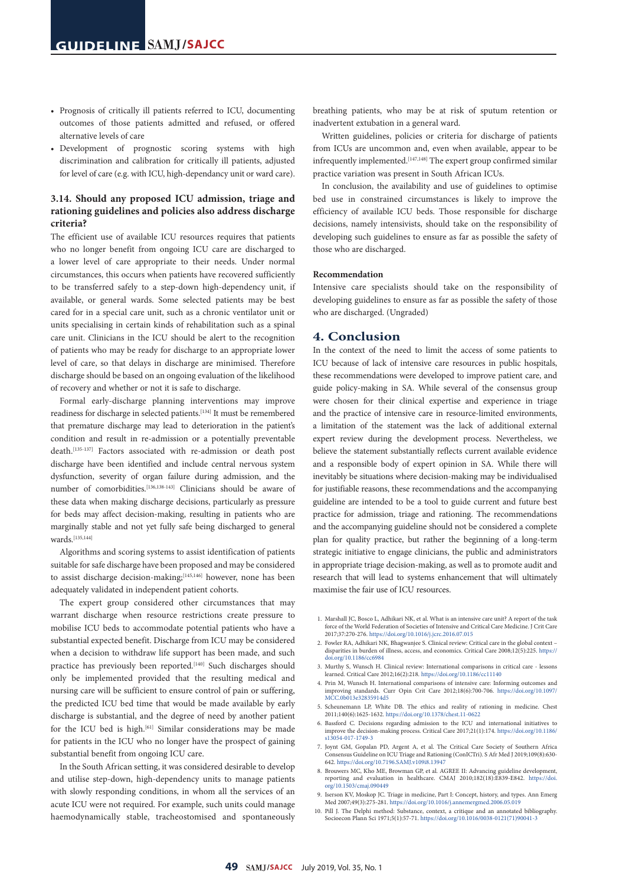- Prognosis of critically ill patients referred to ICU, documenting outcomes of those patients admitted and refused, or offered alternative levels of care
- Development of prognostic scoring systems with high discrimination and calibration for critically ill patients, adjusted for level of care (e.g. with ICU, high-dependancy unit or ward care).

### 3.14. Should any proposed ICU admission, triage and rationing guidelines and policies also address discharge criteria?

The efficient use of available ICU resources requires that patients who no longer benefit from ongoing ICU care are discharged to a lower level of care appropriate to their needs. Under normal circumstances, this occurs when patients have recovered sufficiently to be transferred safely to a step-down high-dependency unit, if available, or general wards. Some selected patients may be best cared for in a special care unit, such as a chronic ventilator unit or units specialising in certain kinds of rehabilitation such as a spinal care unit. Clinicians in the ICU should be alert to the recognition of patients who may be ready for discharge to an appropriate lower level of care, so that delays in discharge are minimised. Therefore discharge should be based on an ongoing evaluation of the likelihood of recovery and whether or not it is safe to discharge.

Formal early-discharge planning interventions may improve readiness for discharge in selected patients.[134] It must be remembered that premature discharge may lead to deterioration in the patient's condition and result in re-admission or a potentially preventable death.[135-137] Factors associated with re-admission or death post discharge have been identified and include central nervous system dysfunction, severity of organ failure during admission, and the number of comorbidities.[136,138-143] Clinicians should be aware of these data when making discharge decisions, particularly as pressure for beds may affect decision-making, resulting in patients who are marginally stable and not yet fully safe being discharged to general wards.[135,144]

Algorithms and scoring systems to assist identification of patients suitable for safe discharge have been proposed and may be considered to assist discharge decision-making;[145,146] however, none has been adequately validated in independent patient cohorts.

The expert group considered other circumstances that may warrant discharge when resource restrictions create pressure to mobilise ICU beds to accommodate potential patients who have a substantial expected benefit. Discharge from ICU may be considered when a decision to withdraw life support has been made, and such practice has previously been reported.[140] Such discharges should only be implemented provided that the resulting medical and nursing care will be sufficient to ensure control of pain or suffering, the predicted ICU bed time that would be made available by early discharge is substantial, and the degree of need by another patient for the ICU bed is high.[61] Similar considerations may be made for patients in the ICU who no longer have the prospect of gaining substantial benefit from ongoing ICU care.

In the South African setting, it was considered desirable to develop and utilise step-down, high-dependency units to manage patients with slowly responding conditions, in whom all the services of an acute ICU were not required. For example, such units could manage haemodynamically stable, tracheostomised and spontaneously breathing patients, who may be at risk of sputum retention or inadvertent extubation in a general ward.

Written guidelines, policies or criteria for discharge of patients from ICUs are uncommon and, even when available, appear to be infrequently implemented.[147,148] The expert group confirmed similar practice variation was present in South African ICUs.

In conclusion, the availability and use of guidelines to optimise bed use in constrained circumstances is likely to improve the efficiency of available ICU beds. Those responsible for discharge decisions, namely intensivists, should take on the responsibility of developing such guidelines to ensure as far as possible the safety of those who are discharged.

#### Recommendation

Intensive care specialists should take on the responsibility of developing guidelines to ensure as far as possible the safety of those who are discharged. (Ungraded)

## 4. Conclusion

In the context of the need to limit the access of some patients to ICU because of lack of intensive care resources in public hospitals, these recommendations were developed to improve patient care, and guide policy-making in SA. While several of the consensus group were chosen for their clinical expertise and experience in triage and the practice of intensive care in resource-limited environments, a limitation of the statement was the lack of additional external expert review during the development process. Nevertheless, we believe the statement substantially reflects current available evidence and a responsible body of expert opinion in SA. While there will inevitably be situations where decision-making may be individualised for justifiable reasons, these recommendations and the accompanying guideline are intended to be a tool to guide current and future best practice for admission, triage and rationing. The recommendations and the accompanying guideline should not be considered a complete plan for quality practice, but rather the beginning of a long-term strategic initiative to engage clinicians, the public and administrators in appropriate triage decision-making, as well as to promote audit and research that will lead to systems enhancement that will ultimately maximise the fair use of ICU resources.

1. Marshall JC, Bosco L, Adhikari NK, et al. What is an intensive care unit? A report of the task force of the World Federation of Societies of Intensive and Critical Care Medicine. J Crit Care 2017;37:270-276. https://doi.org/10.1016/j.jcrc.2016.07.015
2. Fowler RA, Adhikari NK, Bhagwanjee S. Clinical review: Critical care in the global context – disparities in burden of illness, access, and economics. Critical Care 2008;12(5):225. https://doi.org/10.1186/cc6984
3. Murthy S, Wunsch H. Clinical review: International comparisons in critical care - lessons learned. Critical Care 2012;16(2):218. https://doi.org/10.1186/cc11140
4. Prin M, Wunsch H. International comparisons of intensive care: Informing outcomes and improving standards. Curr Opin Crit Care 2012;18(6):700-706. https://doi.org/10.1097/MCC.0b013e32835914d5
5. Scheunemann LP, White DB. The ethics and reality of rationing in medicine. Chest 2011;140(6):1625-1632. https://doi.org/10.1378/chest.11-0622
6. Bassford C. Decisions regarding admission to the ICU and international initiatives to improve the decision-making process. Critical Care 2017;21(1):174. https://doi.org/10.1186/s13054-017-1749-3
7. Joynt GM, Gopalan PD, Argent A, et al. The Critical Care Society of Southern Africa Consensus Guideline on ICU Triage and Rationing (ConICTri). S Afr Med J 2019;109(8):630-642. https://doi.org/10.7196.SAMJ.v109i8.13947
8. Brouwers MC, Kho ME, Browman GP, et al. AGREE II: Advancing guideline development, reporting and evaluation in healthcare. CMAJ 2010;182(18):E839-E842. https://doi.org/10.1503/cmaj.090449
9. Iserson KV, Moskop JC. Triage in medicine, Part I: Concept, history, and types. Ann Emerg Med 2007;49(3):275-281. https://doi.org/10.1016/j.annemergmed.2006.05.019
10. Pill J. The Delphi method: Substance, context, a critique and an annotated bibliography. Socioecon Plann Sci 1971;5(1):57-71. https://doi.org/10.1016/0038-0121(71)90041-3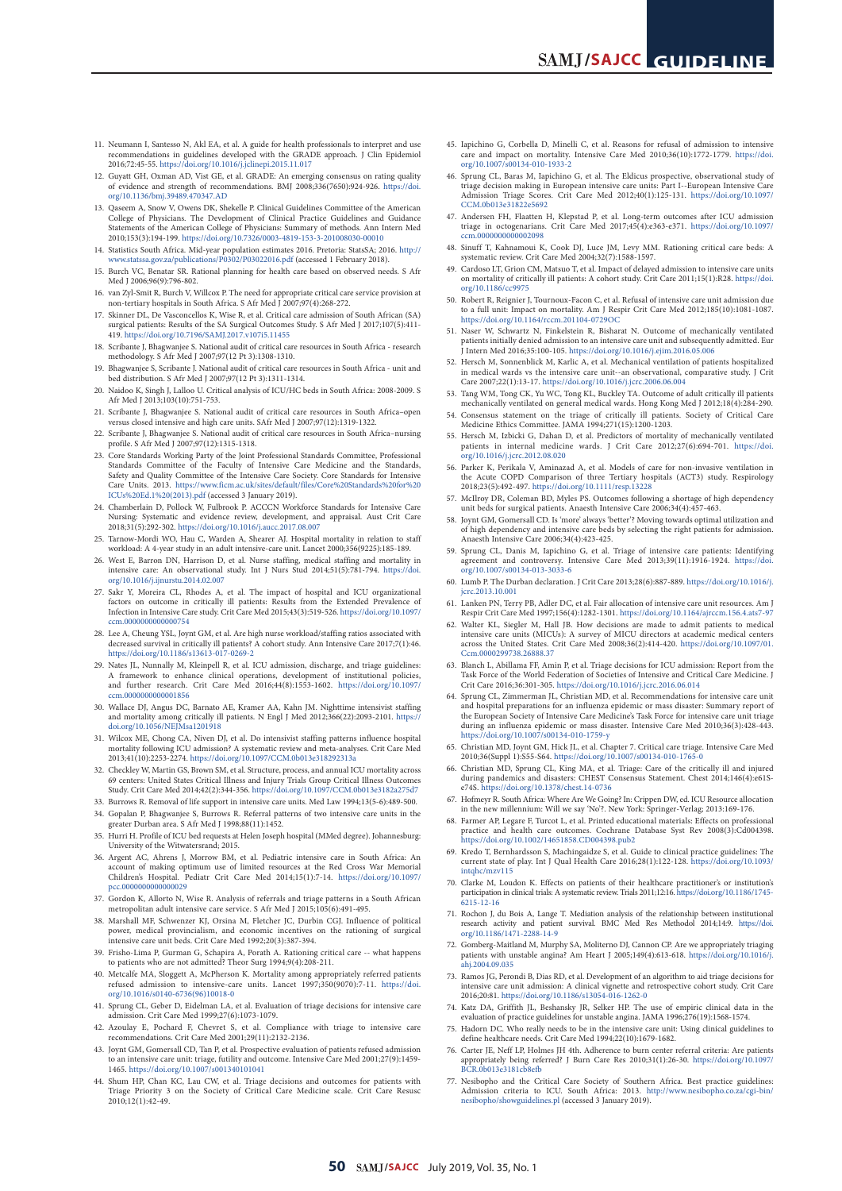11. Neumann I, Santesso N, Akl EA, et al. A guide for health professionals to interpret and use recommendations in guidelines developed with the GRADE approach. J Clin Epidemiol 2016;72:45-55. https://doi.org/10.1016/j.jclinepi.2015.11.017
12. Guyatt GH, Oxman AD, Vist GE, et al. GRADE: An emerging consensus on rating quality of evidence and strength of recommendations. BMJ 2008;336(7650):924-926. https://doi.org/10.1136/bmj.39489.470347.AD
13. Qaseem A, Snow V, Owens DK, Shekelle P. Clinical Guidelines Committee of the American College of Physicians. The Development of Clinical Practice Guidelines and Guidance Statements of the American College of Physicians: Summary of methods. Ann Intern Med 2010;153(3):194-199. https://doi.org/10.7326/0003-4819-153-3-201008030-00010
14. Statistics South Africa. Mid-year population estimates 2016. Pretoria: StatsSA; 2016. http://www.statssa.gov.za/publications/P0302/P03022016.pdf (accessed 1 February 2018).
15. Burch VC, Benatar SR. Rational planning for health care based on observed needs. S Afr Med J 2006;96(9):796-802.
16. van Zyl-Smit R, Burch V, Willcox P. The need for appropriate critical care service provision at non-tertiary hospitals in South Africa. S Afr Med J 2007;97(4):268-272.
17. Skinner DL, De Vasconcellos K, Wise R, et al. Critical care admission of South African (SA) surgical patients: Results of the SA Surgical Outcomes Study. S Afr Med J 2017;107(5):411-419. https://doi.org/10.7196/SAMJ.2017.v107i5.11455
18. Scribante J, Bhagwanjee S. National audit of critical care resources in South Africa - research methodology. S Afr Med J 2007;97(12 Pt 3):1308-1310.
19. Bhagwanjee S, Scribante J. National audit of critical care resources in South Africa - unit and bed distribution. S Afr Med J 2007;97(12 Pt 3):1311-1314.
20. Naidoo K, Singh J, Lalloo U. Critical analysis of ICU/HC beds in South Africa: 2008-2009. S Afr Med J 2013;103(10):751-753.
21. Scribante J, Bhagwanjee S. National audit of critical care resources in South Africa–open versus closed intensive and high care units. SAfr Med J 2007;97(12):1319-1322.
22. Scribante J, Bhagwanjee S. National audit of critical care resources in South Africa–nursing profile. S Afr Med J 2007;97(12):1315-1318.
23. Core Standards Working Party of the Joint Professional Standards Committee, Professional Standards Committee of the Faculty of Intensive Care Medicine and the Standards, Safety and Quality Committee of the Intensive Care Society. Core Standards for Intensive Care Units. 2013. https://www.ficm.ac.uk/sites/default/files/Core%20Standards%20for%20ICUs%20Ed.1%20(2013).pdf (accessed 3 January 2019).
24. Chamberlain D, Pollock W, Fulbrook P. ACCCN Workforce Standards for Intensive Care Nursing: Systematic and evidence review, development, and appraisal. Aust Crit Care 2018;31(5):292-302. https://doi.org/10.1016/j.aucc.2017.08.007
25. Tarnow-Mordi WO, Hau C, Warden A, Shearer AJ. Hospital mortality in relation to staff workload: A 4-year study in an adult intensive-care unit. Lancet 2000;356(9225):185-189.
26. West E, Barron DN, Harrison D, et al. Nurse staffing, medical staffing and mortality in intensive care: An observational study. Int J Nurs Stud 2014;51(5):781-794. https://doi.org/10.1016/j.ijnurstu.2014.02.007
27. Sakr Y, Moreira CL, Rhodes A, et al. The impact of hospital and ICU organizational factors on outcome in critically ill patients: Results from the Extended Prevalence of Infection in Intensive Care study. Crit Care Med 2015;43(3):519-526. https://doi.org/10.1097/ccm.0000000000000754
28. Lee A, Cheung YSL, Joynt GM, et al. Are high nurse workload/staffing ratios associated with decreased survival in critically ill patients? A cohort study. Ann Intensive Care 2017;7(1):46. https://doi.org/10.1186/s13613-017-0269-2
29. Nates JL, Nunnally M, Kleinpell R, et al. ICU admission, discharge, and triage guidelines: A framework to enhance clinical operations, development of institutional policies, and further research. Crit Care Med 2016;44(8):1553-1602. https://doi.org/10.1097/ccm.0000000000001856
30. Wallace DJ, Angus DC, Barnato AE, Kramer AA, Kahn JM. Nighttime intensivist staffing and mortality among critically ill patients. N Engl J Med 2012;366(22):2093-2101. https://doi.org/10.1056/NEJMsa1201918
31. Wilcox ME, Chong CA, Niven DJ, et al. Do intensivist staffing patterns influence hospital mortality following ICU admission? A systematic review and meta-analyses. Crit Care Med 2013;41(10):2253-2274. https://doi.org/10.1097/CCM.0b013e318292313a
32. Checkley W, Martin GS, Brown SM, et al. Structure, process, and annual ICU mortality across 69 centers: United States Critical Illness and Injury Trials Group Critical Illness Outcomes Study. Crit Care Med 2014;42(2):344-356. https://doi.org/10.1097/CCM.0b013e3182a275d7
33. Burrows R. Removal of life support in intensive care units. Med Law 1994;13(5-6):489-500.
34. Gopalan P, Bhagwanjee S, Burrows R. Referral patterns of two intensive care units in the greater Durban area. S Afr Med J 1998;88(11):1452.
35. Hurri H. Profile of ICU bed requests at Helen Joseph Hospital (MMed degree). Johannesburg: University of the Witwatersrand; 2015.
36. Argent AC, Ahrens J, Morrow BM, et al. Pediatric intensive care in South Africa: An account of making optimum use of limited resources at the Red Cross War Memorial Children's Hospital. Pediatr Crit Care Med 2014;15(1):7-14. https://doi.org/10.1097/pcc.0000000000000029
37. Gordon K, Allorto N, Wise R. Analysis of referrals and triage patterns in a South African metropolitan adult intensive care service. S Afr Med J 2015;105(6):491-495.
38. Marshall MF, Schwenzer KJ, Orsina M, Fletcher JC, Durbin CGJ. Influence of political power, medical provincialism, and economic incentives on the rationing of surgical intensive care unit beds. Crit Care Med 1992;20(3):387-394.
39. Frisho-Lima P, Gurman G, Schapira A, Porath A. Rationing critical care -- what happens to patients who are not admitted? Theor Surg 1994;9(4):208-211.
40. Metcalfe MA, Sloggett A, McPherson K. Mortality among appropriately referred patients refused admission to intensive-care units. Lancet 1997;350(9070):7-11. https://doi.org/10.1016/s0140-6736(96)10018-0
41. Sprung CL, Geber D, Eidelman LA, et al. Evaluation of triage decisions for intensive care admission. Crit Care Med 1999;27(6):1073-1079.
42. Azoulay E, Pochard F, Chevret S, et al. Compliance with triage to intensive care recommendations. Crit Care Med 2001;29(11):2132-2136.
43. Joynt GM, Gomersall CD, Tan P, et al. Prospective evaluation of patients refused admission to an intensive care unit: triage, futility and outcome. Intensive Care Med 2001;27(9):1459-1465. https://doi.org/10.1007/s001340101041
44. Shum HP, Chan KC, Lau CW, et al. Triage decisions and outcomes for patients with Triage Priority 3 on the Society of Critical Care Medicine scale. Crit Care Resusc 2010;12(1):42-49.
45. Iapichino G, Corbella D, Minelli C, et al. Reasons for refusal of admission to intensive care and impact on mortality. Intensive Care Med 2010;36(10):1772-1779. https://doi.org/10.1007/s00134-010-1933-2
46. Sprung CL, Baras M, Iapichino G, et al. The Eldicus prospective, observational study of triage decision making in European intensive care units: Part I--European Intensive Care Admission Triage Scores. Crit Care Med 2012;40(1):125-131. https://doi.org/10.1097/CCM.0b013e31822e5692
47. Andersen FH, Flaatten H, Klepstad P, et al. Long-term outcomes after ICU admission triage in octogenarians. Crit Care Med 2017;45(4):e363-e371. https://doi.org/10.1097/ccm.0000000000002098
48. Sinuff T, Kahnamoui K, Cook DJ, Luce JM, Levy MM. Rationing critical care beds: A systematic review. Crit Care Med 2004;32(7):1588-1597.
49. Cardoso LT, Grion CM, Matsuo T, et al. Impact of delayed admission to intensive care units on mortality of critically ill patients: A cohort study. Crit Care 2011;15(1):R28. https://doi.org/10.1186/cc9975
50. Robert R, Reignier J, Tournoux-Facon C, et al. Refusal of intensive care unit admission due to a full unit: Impact on mortality. Am J Respir Crit Care Med 2012;185(10):1081-1087. https://doi.org/10.1164/rccm.201104-0729OC
51. Naser W, Schwartz N, Finkelstein R, Bisharat N. Outcome of mechanically ventilated patients initially denied admission to an intensive care unit and subsequently admitted. Eur J Intern Med 2016;35:100-105. https://doi.org/10.1016/j.ejim.2016.05.006
52. Hersch M, Sonnenblick M, Karlic A, et al. Mechanical ventilation of patients hospitalized in medical wards vs the intensive care unit--an observational, comparative study. J Crit Care 2007;22(1):13-17. https://doi.org/10.1016/j.jcrc.2006.06.004
53. Tang WM, Tong CK, Yu WC, Tong KL, Buckley TA. Outcome of adult critically ill patients mechanically ventilated on general medical wards. Hong Kong Med J 2012;18(4):284-290.
54. Consensus statement on the triage of critically ill patients. Society of Critical Care Medicine Ethics Committee. JAMA 1994;271(15):1200-1203.
55. Hersch M, Izbicki G, Dahan D, et al. Predictors of mortality of mechanically ventilated patients in internal medicine wards. J Crit Care 2012;27(6):694-701. https://doi.org/10.1016/j.jcrc.2012.08.020
56. Parker K, Perikala V, Aminazad A, et al. Models of care for non-invasive ventilation in the Acute COPD Comparison of three Tertiary hospitals (ACT3) study. Respirology 2018;23(5):492-497. https://doi.org/10.1111/resp.13228
57. McIlroy DR, Coleman BD, Myles PS. Outcomes following a shortage of high dependency unit beds for surgical patients. Anaesth Intensive Care 2006;34(4):457-463.
58. Joynt GM, Gomersall CD. Is 'more' always 'better'? Moving towards optimal utilization and of high dependency and intensive care beds by selecting the right patients for admission. Anaesth Intensive Care 2006;34(4):423-425.
59. Sprung CL, Danis M, Iapichino G, et al. Triage of intensive care patients: Identifying agreement and controversy. Intensive Care Med 2013;39(11):1916-1924. https://doi.org/10.1007/s00134-013-3033-6
60. Lumb P. The Durban declaration. J Crit Care 2013;28(6):887-889. https://doi.org/10.1016/j.jcrc.2013.10.001
61. Lanken PN, Terry PB, Adler DC, et al. Fair allocation of intensive care unit resources. Am J Respir Crit Care Med 1997;156(4):1282-1301. https://doi.org/10.1164/ajrccm.156.4.ats7-97
62. Walter KL, Siegler M, Hall JB. How decisions are made to admit patients to medical intensive care units (MICUs): A survey of MICU directors at academic medical centers across the United States. Crit Care Med 2008;36(2):414-420. https://doi.org/10.1097/01.Ccm.0000299738.26888.37
63. Blanch L, Abillama FF, Amin P, et al. Triage decisions for ICU admission: Report from the Task Force of the World Federation of Societies of Intensive and Critical Care Medicine. J Crit Care 2016;36:301-305. https://doi.org/10.1016/j.jcrc.2016.06.014
64. Sprung CL, Zimmerman JL, Christian MD, et al. Recommendations for intensive care unit and hospital preparations for an influenza epidemic or mass disaster: Summary report of the European Society of Intensive Care Medicine's Task Force for intensive care unit triage during an influenza epidemic or mass disaster. Intensive Care Med 2010;36(3):428-443. https://doi.org/10.1007/s00134-010-1759-y
65. Christian MD, Joynt GM, Hick JL, et al. Chapter 7. Critical care triage. Intensive Care Med 2010;36(Suppl 1):S55-S64. https://doi.org/10.1007/s00134-010-1765-0
66. Christian MD, Sprung CL, King MA, et al. Triage: Care of the critically ill and injured during pandemics and disasters: CHEST Consensus Statement. Chest 2014;146(4):e61S-e74S. https://doi.org/10.1378/chest.14-0736
67. Hofmeyr R. South Africa: Where Are We Going? In: Crippen DW, ed. ICU Resource allocation in the new millennium: Will we say 'No'?. New York: Springer-Verlag; 2013:169-176.
68. Farmer AP, Legare F, Turcot L, et al. Printed educational materials: Effects on professional practice and health care outcomes. Cochrane Database Syst Rev 2008(3):Cd004398. https://doi.org/10.1002/14651858.CD004398.pub2
69. Kredo T, Bernhardsson S, Machingaidze S, et al. Guide to clinical practice guidelines: The current state of play. Int J Qual Health Care 2016;28(1):122-128. https://doi.org/10.1093/intqhc/mzv115
70. Clarke M, Loudon K. Effects on patients of their healthcare practitioner's or institution's participation in clinical trials: A systematic review. Trials 2011;12:16. https://doi.org/10.1186/1745-6215-12-16
71. Rochon J, du Bois A, Lange T. Mediation analysis of the relationship between institutional research activity and patient survival. BMC Med Res Methodol 2014;14:9. https://doi.org/10.1186/1471-2288-14-9
72. Gomberg-Maitland M, Murphy SA, Moliterno DJ, Cannon CP. Are we appropriately triaging patients with unstable angina? Am Heart J 2005;149(4):613-618. https://doi.org/10.1016/j.ahj.2004.09.035
73. Ramos JG, Perondi B, Dias RD, et al. Development of an algorithm to aid triage decisions for intensive care unit admission: A clinical vignette and retrospective cohort study. Crit Care 2016;20:81. https://doi.org/10.1186/s13054-016-1262-0
74. Katz DA, Griffith JL, Beshansky JR, Selker HP. The use of empiric clinical data in the evaluation of practice guidelines for unstable angina. JAMA 1996;276(19):1568-1574.
75. Hadorn DC. Who really needs to be in the intensive care unit: Using clinical guidelines to define healthcare needs. Crit Care Med 1994;22(10):1679-1682.
76. Carter JE, Neff LP, Holmes JH 4th. Adherence to burn center referral criteria: Are patients appropriately being referred? J Burn Care Res 2010;31(1):26-30. https://doi.org/10.1097/BCR.0b013e3181cb8efb
77. Nesibopho and the Critical Care Society of Southern Africa. Best practice guidelines: Admission criteria to ICU. South Africa: 2013. http://www.nesibopho.co.za/cgi-bin/nesibopho/showguidelines.pl (accessed 3 January 2019).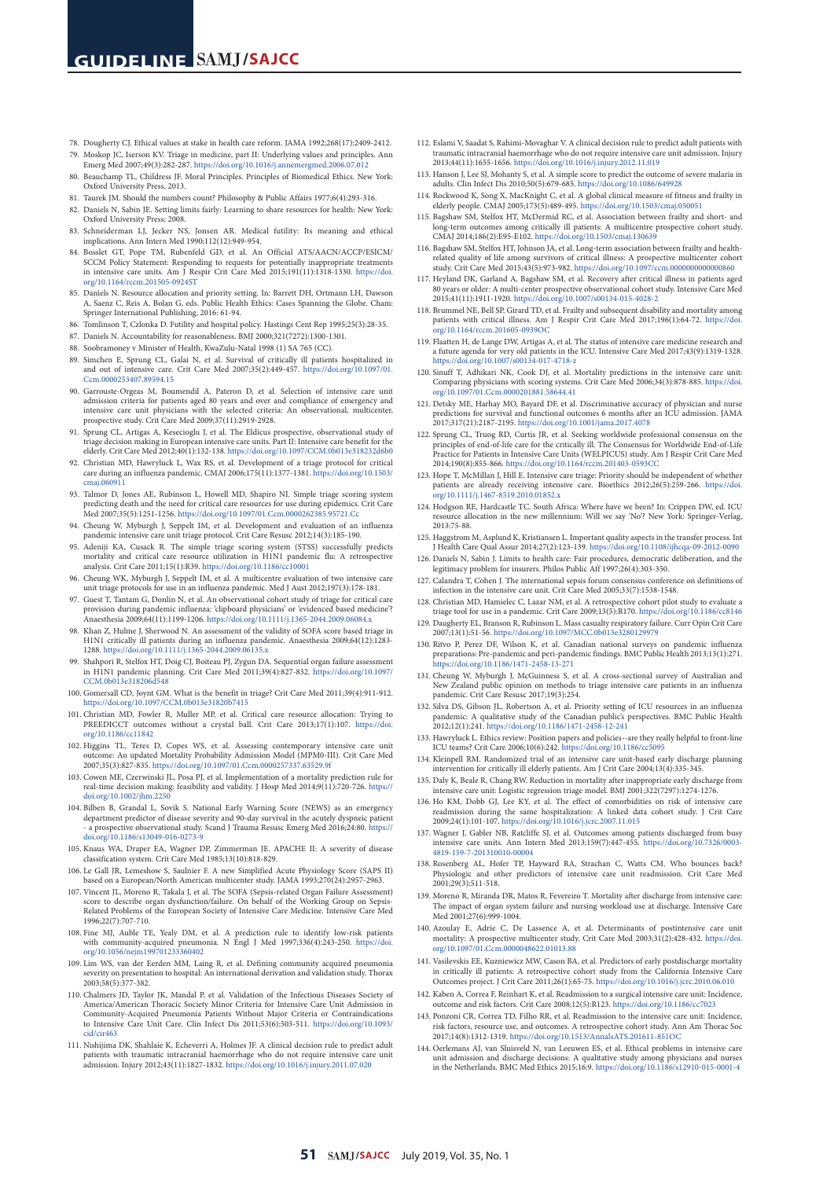78. Dougherty CJ. Ethical values at stake in health care reform. JAMA 1992;268(17):2409-2412.
79. Moskop JC, Iserson KV. Triage in medicine, part II: Underlying values and principles. Ann Emerg Med 2007;49(3):282-287. https://doi.org/10.1016/j.annemergmed.2006.07.012
80. Beauchamp TL, Childress JF. Moral Principles. Principles of Biomedical Ethics. New York: Oxford University Press, 2013.
81. Taurek JM. Should the numbers count? Philosophy & Public Affairs 1977;6(4):293-316.
82. Daniels N, Sabin JE. Setting limits fairly: Learning to share resources for health: New York: Oxford University Press; 2008.
83. Schneiderman LJ, Jecker NS, Jonsen AR. Medical futility: Its meaning and ethical implications. Ann Intern Med 1990;112(12):949-954.
84. Bosslet GT, Pope TM, Rubenfeld GD, et al. An Official ATS/AACN/ACCP/ESICM/SCCM Policy Statement: Responding to requests for potentially inappropriate treatments in intensive care units. Am J Respir Crit Care Med 2015;191(11):1318-1330. https://doi.org/10.1164/rccm.201505-0924ST
85. Daniels N. Resource allocation and priority setting. In: Barrett DH, Ortmann LH, Dawson A, Saenz C, Reis A, Bolan G, eds. Public Health Ethics: Cases Spanning the Globe. Cham: Springer International Publishing, 2016: 61-94.
86. Tomlinson T, Czlonka D. Futility and hospital policy. Hastings Cent Rep 1995;25(3):28-35.
87. Daniels N. Accountability for reasonableness. BMJ 2000;321(7272):1300-1301.
88. Soobramoney v Minister of Health, KwaZulu-Natal 1998 (1) SA 765 (CC).
89. Simchen E, Sprung CL, Galai N, et al. Survival of critically ill patients hospitalized in and out of intensive care. Crit Care Med 2007;35(2):449-457. https://doi.org/10.1097/01.Ccm.0000253407.89594.15
90. Garrouste-Orgeas M, Boumendil A, Pateron D, et al. Selection of intensive care unit admission criteria for patients aged 80 years and over and compliance of emergency and intensive care unit physicians with the selected criteria: An observational, multicenter, prospective study. Crit Care Med 2009;37(11):2919-2928.
91. Sprung CL, Artigas A, Kesecioglu J, et al. The Eldicus prospective, observational study of triage decision making in European intensive care units. Part II: Intensive care benefit for the elderly. Crit Care Med 2012;40(1):132-138. https://doi.org/10.1097/CCM.0b013e318232d6b0
92. Christian MD, Hawryluck L, Wax RS, et al. Development of a triage protocol for critical care during an influenza pandemic. CMAJ 2006;175(11):1377-1381. https://doi.org/10.1503/cmaj.060911
93. Talmor D, Jones AE, Rubinson L, Howell MD, Shapiro NI. Simple triage scoring system predicting death and the need for critical care resources for use during epidemics. Crit Care Med 2007;35(5):1251-1256. https://doi.org/10.1097/01.Ccm.0000262385.95721.Cc
94. Cheung W, Myburgh J, Seppelt IM, et al. Development and evaluation of an influenza pandemic intensive care unit triage protocol. Crit Care Resusc 2012;14(3):185-190.
95. Adeniji KA, Cusack R. The simple triage scoring system (STSS) successfully predicts mortality and critical care resource utilization in H1N1 pandemic flu: A retrospective analysis. Crit Care 2011;15(1):R39. https://doi.org/10.1186/cc10001
96. Cheung WK, Myburgh J, Seppelt IM, et al. A multicentre evaluation of two intensive care unit triage protocols for use in an influenza pandemic. Med J Aust 2012;197(3):178-181.
97. Guest T, Tantam G, Donlin N, et al. An observational cohort study of triage for critical care provision during pandemic influenza: 'clipboard physicians' or 'evidenced based medicine'? Anaesthesia 2009;64(11):1199-1206. https://doi.org/10.1111/j.1365-2044.2009.06084.x
98. Khan Z, Hulme J, Sherwood N. An assessment of the validity of SOFA score based triage in H1N1 critically ill patients during an influenza pandemic. Anaesthesia 2009;64(12):1283-1288. https://doi.org/10.1111/j.1365-2044.2009.06135.x
99. Shahpori R, Stelfox HT, Doig CJ, Boiteau PJ, Zygun DA. Sequential organ failure assessment in H1N1 pandemic planning. Crit Care Med 2011;39(4):827-832. https://doi.org/10.1097/CCM.0b013e318206d548
100. Gomersall CD, Joynt GM. What is the benefit in triage? Crit Care Med 2011;39(4):911-912. https://doi.org/10.1097/CCM.0b013e31820b7415
101. Christian MD, Fowler R, Muller MP, et al. Critical care resource allocation: Trying to PREEDICCT outcomes without a crystal ball. Crit Care 2013;17(1):107. https://doi.org/10.1186/cc11842
102. Higgins TL, Teres D, Copes WS, et al. Assessing contemporary intensive care unit outcome: An updated Mortality Probability Admission Model (MPM0-III). Crit Care Med 2007;35(3):827-835. https://doi.org/10.1097/01.Ccm.0000257337.63529.9f
103. Cowen ME, Czerwinski JL, Posa PJ, et al. Implementation of a mortality prediction rule for real-time decision making: feasibility and validity. J Hosp Med 2014;9(11):720-726. https://doi.org/10.1002/jhm.2250
104. Bilben B, Grandal L, Sovik S. National Early Warning Score (NEWS) as an emergency department predictor of disease severity and 90-day survival in the acutely dyspneic patient - a prospective observational study. Scand J Trauma Resusc Emerg Med 2016;24:80. https://doi.org/10.1186/s13049-016-0273-9
105. Knaus WA, Draper EA, Wagner DP, Zimmerman JE. APACHE II: A severity of disease classification system. Crit Care Med 1985;13(10):818-829.
106. Le Gall JR, Lemeshow S, Saulnier F. A new Simplified Acute Physiology Score (SAPS II) based on a European/North American multicenter study. JAMA 1993;270(24):2957-2963.
107. Vincent JL, Moreno R, Takala J, et al. The SOFA (Sepsis-related Organ Failure Assessment) score to describe organ dysfunction/failure. On behalf of the Working Group on Sepsis-Related Problems of the European Society of Intensive Care Medicine. Intensive Care Med 1996;22(7):707-710.
108. Fine MJ, Auble TE, Yealy DM, et al. A prediction rule to identify low-risk patients with community-acquired pneumonia. N Engl J Med 1997;336(4):243-250. https://doi.org/10.1056/nejm199701233360402
109. Lim WS, van der Eerden MM, Laing R, et al. Defining community acquired pneumonia severity on presentation to hospital: An international derivation and validation study. Thorax 2003;58(5):377-382.
110. Chalmers JD, Taylor JK, Mandal P, et al. Validation of the Infectious Diseases Society of America/American Thoracic Society Minor Criteria for Intensive Care Unit Admission in Community-Acquired Pneumonia Patients Without Major Criteria or Contraindications to Intensive Care Unit Care. Clin Infect Dis 2011;53(6):503-511. https://doi.org/10.1093/cid/cir463
111. Nishijima DK, Shahlaie K, Echeverri A, Holmes JF. A clinical decision rule to predict adult patients with traumatic intracranial haemorrhage who do not require intensive care unit admission. Injury 2012;43(11):1827-1832. https://doi.org/10.1016/j.injury.2011.07.020
112. Eslami V, Saadat S, Rahimi-Movaghar V. A clinical decision rule to predict adult patients with traumatic intracranial haemorrhage who do not require intensive care unit admission. Injury 2013;44(11):1655-1656. https://doi.org/10.1016/j.injury.2012.11.019
113. Hanson J, Lee SJ, Mohanty S, et al. A simple score to predict the outcome of severe malaria in adults. Clin Infect Dis 2010;50(5):679-685. https://doi.org/10.1086/649928
114. Rockwood K, Song X, MacKnight C, et al. A global clinical measure of fitness and frailty in elderly people. CMAJ 2005;173(5):489-495. https://doi.org/10.1503/cmaj.050051
115. Bagshaw SM, Stelfox HT, McDermid RC, et al. Association between frailty and short- and long-term outcomes among critically ill patients: A multicentre prospective cohort study. CMAJ 2014;186(2):E95-E102. https://doi.org/10.1503/cmaj.130639
116. Bagshaw SM, Stelfox HT, Johnson JA, et al. Long-term association between frailty and health-related quality of life among survivors of critical illness: A prospective multicenter cohort study. Crit Care Med 2015;43(5):973-982. https://doi.org/10.1097/ccm.0000000000000860
117. Heyland DK, Garland A, Bagshaw SM, et al. Recovery after critical illness in patients aged 80 years or older: A multi-center prospective observational cohort study. Intensive Care Med 2015;41(11):1911-1920. https://doi.org/10.1007/s00134-015-4028-2
118. Brummel NE, Bell SP, Girard TD, et al. Frailty and subsequent disability and mortality among patients with critical illness. Am J Respir Crit Care Med 2017;196(1):64-72. https://doi.org/10.1164/rccm.201605-0939OC
119. Flaatten H, de Lange DW, Artigas A, et al. The status of intensive care medicine research and a future agenda for very old patients in the ICU. Intensive Care Med 2017;43(9):1319-1328. https://doi.org/10.1007/s00134-017-4718-z
120. Sinuff T, Adhikari NK, Cook DJ, et al. Mortality predictions in the intensive care unit: Comparing physicians with scoring systems. Crit Care Med 2006;34(3):878-885. https://doi.org/10.1097/01.Ccm.0000201881.58644.41
121. Detsky ME, Harhay MO, Bayard DF, et al. Discriminative accuracy of physician and nurse predictions for survival and functional outcomes 6 months after an ICU admission. JAMA 2017;317(21):2187-2195. https://doi.org/10.1001/jama.2017.4078
122. Sprung CL, Truog RD, Curtis JR, et al. Seeking worldwide professional consensus on the principles of end-of-life care for the critically ill. The Consensus for Worldwide End-of-Life Practice for Patients in Intensive Care Units (WELPICUS) study. Am J Respir Crit Care Med 2014;190(8):855-866. https://doi.org/10.1164/rccm.201403-0593CC
123. Hope T, McMillan J, Hill E. Intensive care triage: Priority should be independent of whether patients are already receiving intensive care. Bioethics 2012;26(5):259-266. https://doi.org/10.1111/j.1467-8519.2010.01852.x
124. Hodgson RE, Hardcastle TC. South Africa: Where have we been? In: Crippen DW, ed. ICU resource allocation in the new millennium: Will we say 'No'? New York: Springer-Verlag, 2013:75-88.
125. Haggstrom M, Asplund K, Kristiansen L. Important quality aspects in the transfer process. Int J Health Care Qual Assur 2014;27(2):123-139. https://doi.org/10.1108/ijhcqa-09-2012-0090
126. Daniels N, Sabin J. Limits to health care: Fair procedures, democratic deliberation, and the legitimacy problem for insurers. Philos Public Aff 1997;26(4):303-350.
127. Calandra T, Cohen J. The international sepsis forum consensus conference on definitions of infection in the intensive care unit. Crit Care Med 2005;33(7):1538-1548.
128. Christian MD, Hamielec C, Lazar NM, et al. A retrospective cohort pilot study to evaluate a triage tool for use in a pandemic. Crit Care 2009;13(5):R170. https://doi.org/10.1186/cc8146
129. Daugherty EL, Branson R, Rubinson L. Mass casualty respiratory failure. Curr Opin Crit Care 2007;13(1):51-56. https://doi.org/10.1097/MCC.0b013e3280129979
130. Ritvo P, Perez DF, Wilson K, et al. Canadian national surveys on pandemic influenza preparations: Pre-pandemic and peri-pandemic findings. BMC Public Health 2013;13(1):271. https://doi.org/10.1186/1471-2458-13-271
131. Cheung W, Myburgh J, McGuinness S, et al. A cross-sectional survey of Australian and New Zealand public opinion on methods to triage intensive care patients in an influenza pandemic. Crit Care Resusc 2017;19(3):254.
132. Silva DS, Gibson JL, Robertson A, et al. Priority setting of ICU resources in an influenza pandemic: A qualitative study of the Canadian public's perspectives. BMC Public Health 2012;12(1):241. https://doi.org/10.1186/1471-2458-12-241
133. Hawryluck L. Ethics review: Position papers and policies--are they really helpful to front-line ICU teams? Crit Care 2006;10(6):242. https://doi.org/10.1186/cc5095
134. Kleinpell RM. Randomized trial of an intensive care unit-based early discharge planning intervention for critically ill elderly patients. Am J Crit Care 2004;13(4):335-345.
135. Daly K, Beale R, Chang RW. Reduction in mortality after inappropriate early discharge from intensive care unit: Logistic regression triage model. BMJ 2001;322(7297):1274-1276.
136. Ho KM, Dobb GJ, Lee KY, et al. The effect of comorbidities on risk of intensive care readmission during the same hospitalization: A linked data cohort study. J Crit Care 2009;24(1):101-107. https://doi.org/10.1016/j.jcrc.2007.11.015
137. Wagner J, Gabler NB, Ratcliffe SJ, et al. Outcomes among patients discharged from busy intensive care units. Ann Intern Med 2013;159(7):447-455. https://doi.org/10.7326/0003-4819-159-7-201310010-00004
138. Rosenberg AL, Hofer TP, Hayward RA, Strachan C, Watts CM. Who bounces back? Physiologic and other predictors of intensive care unit readmission. Crit Care Med 2001;29(3):511-518.
139. Moreno R, Miranda DR, Matos R, Fevereiro T. Mortality after discharge from intensive care: The impact of organ system failure and nursing workload use at discharge. Intensive Care Med 2001;27(6):999-1004.
140. Azoulay E, Adrie C, De Lassence A, et al. Determinants of postintensive care unit mortality: A prospective multicenter study. Crit Care Med 2003;31(2):428-432. https://doi.org/10.1097/01.Ccm.0000048622.01013.88
141. Vasilevskis EE, Kuzniewicz MW, Cason BA, et al. Predictors of early postdischarge mortality in critically ill patients: A retrospective cohort study from the California Intensive Care Outcomes project. J Crit Care 2011;26(1):65-75. https://doi.org/10.1016/j.jcrc.2010.06.010
142. Kaben A, Correa F, Reinhart K, et al. Readmission to a surgical intensive care unit: Incidence, outcome and risk factors. Crit Care 2008;12(5):R123. https://doi.org/10.1186/cc7023
143. Ponzoni CR, Correa TD, Filho RR, et al. Readmission to the intensive care unit: Incidence, risk factors, resource use, and outcomes. A retrospective cohort study. Ann Am Thorac Soc 2017;14(8):1312-1319. https://doi.org/10.1513/AnnalsATS.201611-851OC
144. Oerlemans AJ, van Sluisveld N, van Leeuwen ES, et al. Ethical problems in intensive care unit admission and discharge decisions: A qualitative study among physicians and nurses in the Netherlands. BMC Med Ethics 2015;16:9. https://doi.org/10.1186/s12910-015-0001-4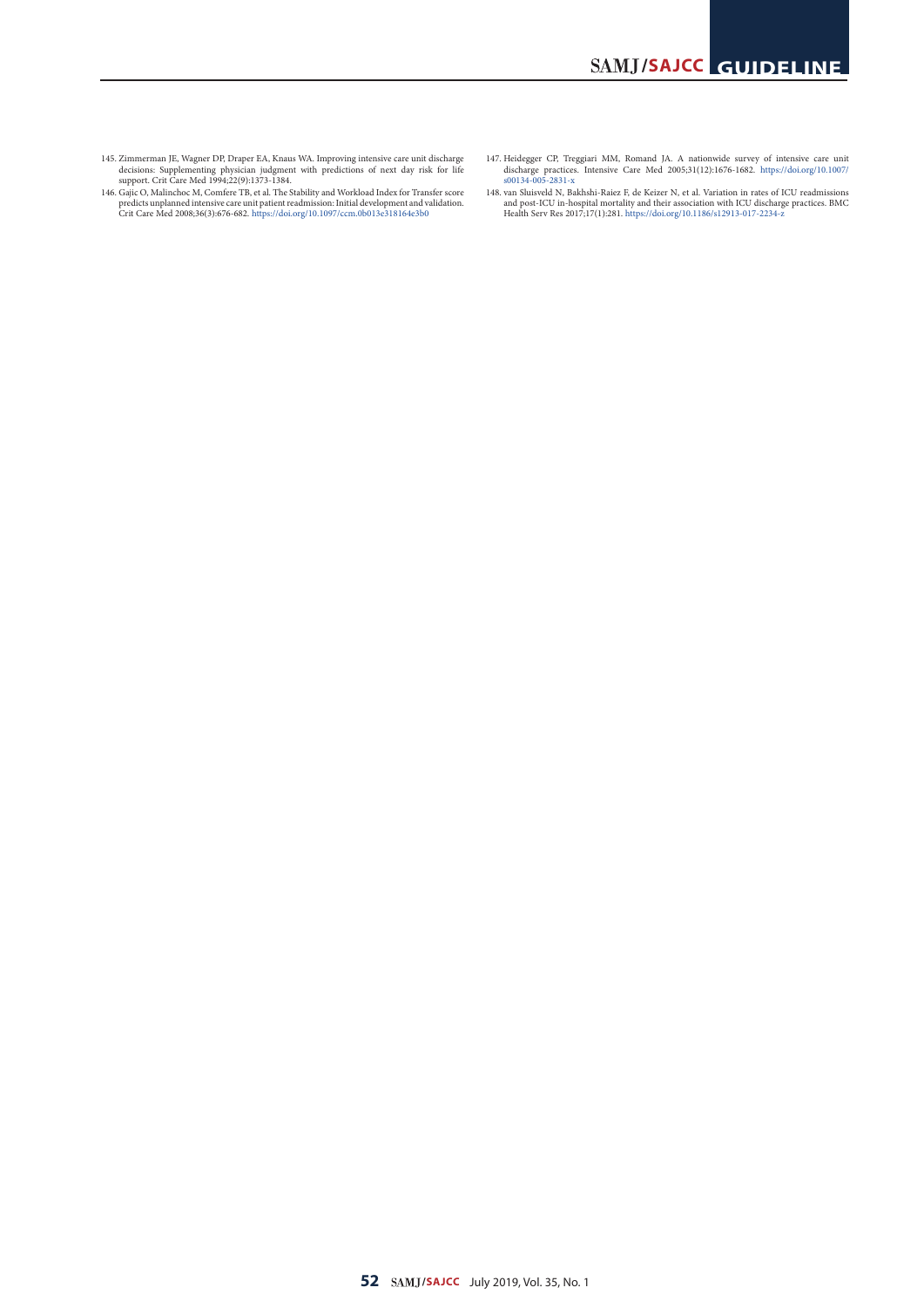145. Zimmerman JE, Wagner DP, Draper EA, Knaus WA. Improving intensive care unit discharge decisions: Supplementing physician judgment with predictions of next day risk for life support. Crit Care Med 1994;22(9):1373-1384.

146. Gajic O, Malinchoc M, Comfere TB, et al. The Stability and Workload Index for Transfer score predicts unplanned intensive care unit patient readmission: Initial development and validation. Crit Care Med 2008;36(3):676-682. https://doi.org/10.1097/ccm.0b013e318164e3b0

147. Heidegger CP, Treggiari MM, Romand JA. A nationwide survey of intensive care unit discharge practices. Intensive Care Med 2005;31(12):1676-1682. https://doi.org/10.1007/s00134-005-2831-x

148. van Sluisveld N, Bakhshi-Raiez F, de Keizer N, et al. Variation in rates of ICU readmissions and post-ICU in-hospital mortality and their association with ICU discharge practices. BMC Health Serv Res 2017;17(1):281. https://doi.org/10.1186/s12913-017-2234-z